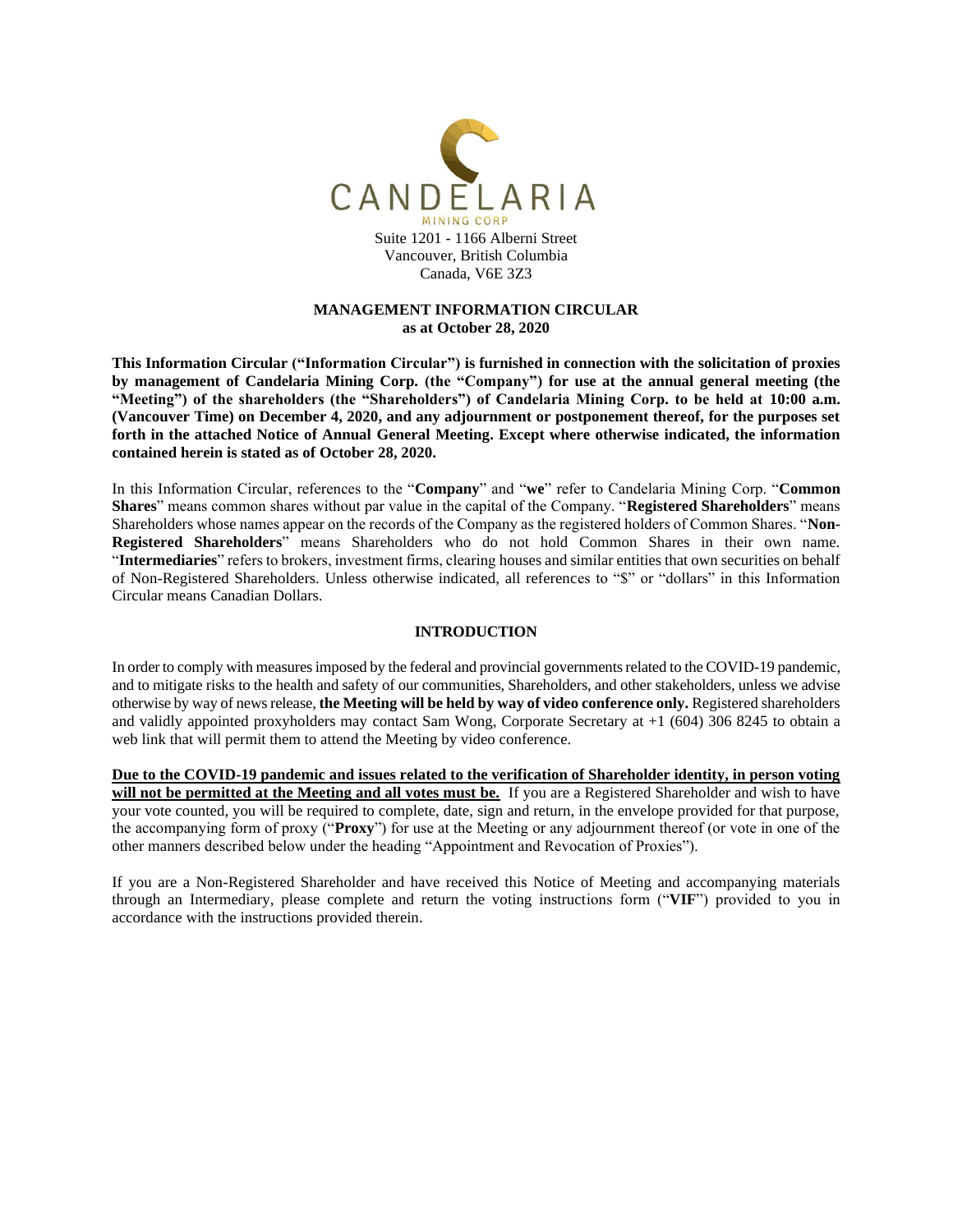CANDELARIA

MINING CORP

Suite 1201 - 1166 Alberni Street
Vancouver, British Columbia
Canada, V6E 3Z3

# MANAGEMENT INFORMATION CIRCULAR
**as at October 28, 2020**

**This Information Circular ("Information Circular") is furnished in connection with the solicitation of proxies by management of Candelaria Mining Corp. (the "Company") for use at the annual general meeting (the "Meeting") of the shareholders (the "Shareholders") of Candelaria Mining Corp. to be held at 10:00 a.m. (Vancouver Time) on December 4, 2020, and any adjournment or postponement thereof, for the purposes set forth in the attached Notice of Annual General Meeting. Except where otherwise indicated, the information contained herein is stated as of October 28, 2020.**

In this Information Circular, references to the "**Company**" and "**we**" refer to Candelaria Mining Corp. "**Common Shares**" means common shares without par value in the capital of the Company. "**Registered Shareholders**" means Shareholders whose names appear on the records of the Company as the registered holders of Common Shares. "**Non-Registered Shareholders**" means Shareholders who do not hold Common Shares in their own name. "**Intermediaries**" refers to brokers, investment firms, clearing houses and similar entities that own securities on behalf of Non-Registered Shareholders. Unless otherwise indicated, all references to "$" or "dollars" in this Information Circular means Canadian Dollars.

## INTRODUCTION

In order to comply with measures imposed by the federal and provincial governments related to the COVID-19 pandemic, and to mitigate risks to the health and safety of our communities, Shareholders, and other stakeholders, unless we advise otherwise by way of news release, **the Meeting will be held by way of video conference only.** Registered shareholders and validly appointed proxyholders may contact Sam Wong, Corporate Secretary at +1 (604) 306 8245 to obtain a web link that will permit them to attend the Meeting by video conference.

**Due to the COVID-19 pandemic and issues related to the verification of Shareholder identity, in person voting will not be permitted at the Meeting and all votes must be.** If you are a Registered Shareholder and wish to have your vote counted, you will be required to complete, date, sign and return, in the envelope provided for that purpose, the accompanying form of proxy ("**Proxy**") for use at the Meeting or any adjournment thereof (or vote in one of the other manners described below under the heading "Appointment and Revocation of Proxies").

If you are a Non-Registered Shareholder and have received this Notice of Meeting and accompanying materials through an Intermediary, please complete and return the voting instructions form ("**VIF**") provided to you in accordance with the instructions provided therein.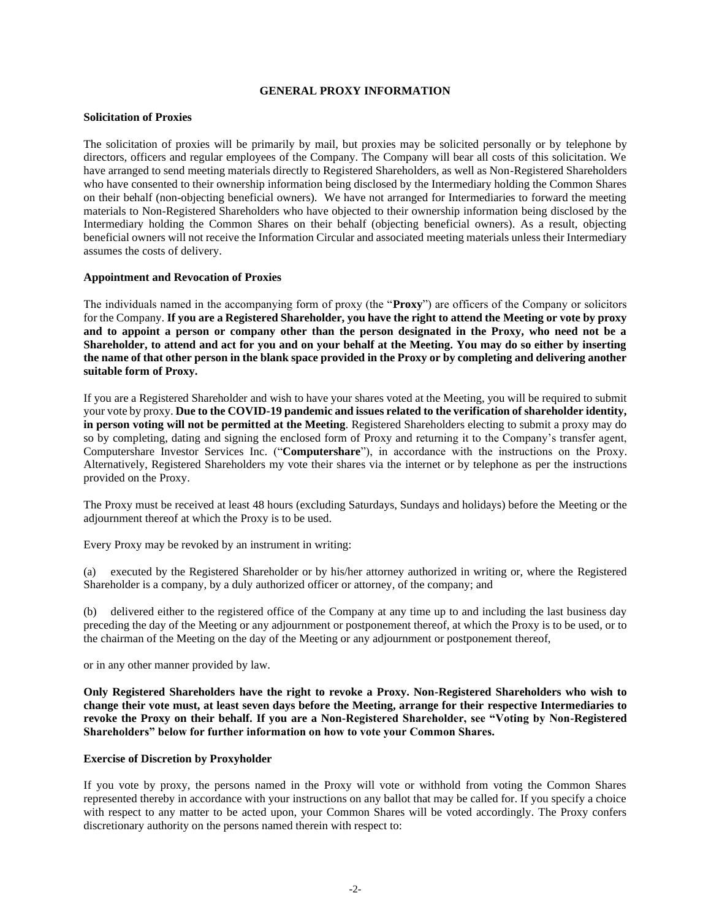## GENERAL PROXY INFORMATION

### Solicitation of Proxies

The solicitation of proxies will be primarily by mail, but proxies may be solicited personally or by telephone by directors, officers and regular employees of the Company. The Company will bear all costs of this solicitation. We have arranged to send meeting materials directly to Registered Shareholders, as well as Non-Registered Shareholders who have consented to their ownership information being disclosed by the Intermediary holding the Common Shares on their behalf (non-objecting beneficial owners). We have not arranged for Intermediaries to forward the meeting materials to Non-Registered Shareholders who have objected to their ownership information being disclosed by the Intermediary holding the Common Shares on their behalf (objecting beneficial owners). As a result, objecting beneficial owners will not receive the Information Circular and associated meeting materials unless their Intermediary assumes the costs of delivery.

### Appointment and Revocation of Proxies

The individuals named in the accompanying form of proxy (the "**Proxy**") are officers of the Company or solicitors for the Company. **If you are a Registered Shareholder, you have the right to attend the Meeting or vote by proxy and to appoint a person or company other than the person designated in the Proxy, who need not be a Shareholder, to attend and act for you and on your behalf at the Meeting. You may do so either by inserting the name of that other person in the blank space provided in the Proxy or by completing and delivering another suitable form of Proxy.**

If you are a Registered Shareholder and wish to have your shares voted at the Meeting, you will be required to submit your vote by proxy. **Due to the COVID-19 pandemic and issues related to the verification of shareholder identity, in person voting will not be permitted at the Meeting**. Registered Shareholders electing to submit a proxy may do so by completing, dating and signing the enclosed form of Proxy and returning it to the Company's transfer agent, Computershare Investor Services Inc. ("**Computershare**"), in accordance with the instructions on the Proxy. Alternatively, Registered Shareholders my vote their shares via the internet or by telephone as per the instructions provided on the Proxy.

The Proxy must be received at least 48 hours (excluding Saturdays, Sundays and holidays) before the Meeting or the adjournment thereof at which the Proxy is to be used.

Every Proxy may be revoked by an instrument in writing:

(a) executed by the Registered Shareholder or by his/her attorney authorized in writing or, where the Registered Shareholder is a company, by a duly authorized officer or attorney, of the company; and

(b) delivered either to the registered office of the Company at any time up to and including the last business day preceding the day of the Meeting or any adjournment or postponement thereof, at which the Proxy is to be used, or to the chairman of the Meeting on the day of the Meeting or any adjournment or postponement thereof,

or in any other manner provided by law.

**Only Registered Shareholders have the right to revoke a Proxy. Non-Registered Shareholders who wish to change their vote must, at least seven days before the Meeting, arrange for their respective Intermediaries to revoke the Proxy on their behalf. If you are a Non-Registered Shareholder, see "Voting by Non-Registered Shareholders" below for further information on how to vote your Common Shares.**

### Exercise of Discretion by Proxyholder

If you vote by proxy, the persons named in the Proxy will vote or withhold from voting the Common Shares represented thereby in accordance with your instructions on any ballot that may be called for. If you specify a choice with respect to any matter to be acted upon, your Common Shares will be voted accordingly. The Proxy confers discretionary authority on the persons named therein with respect to: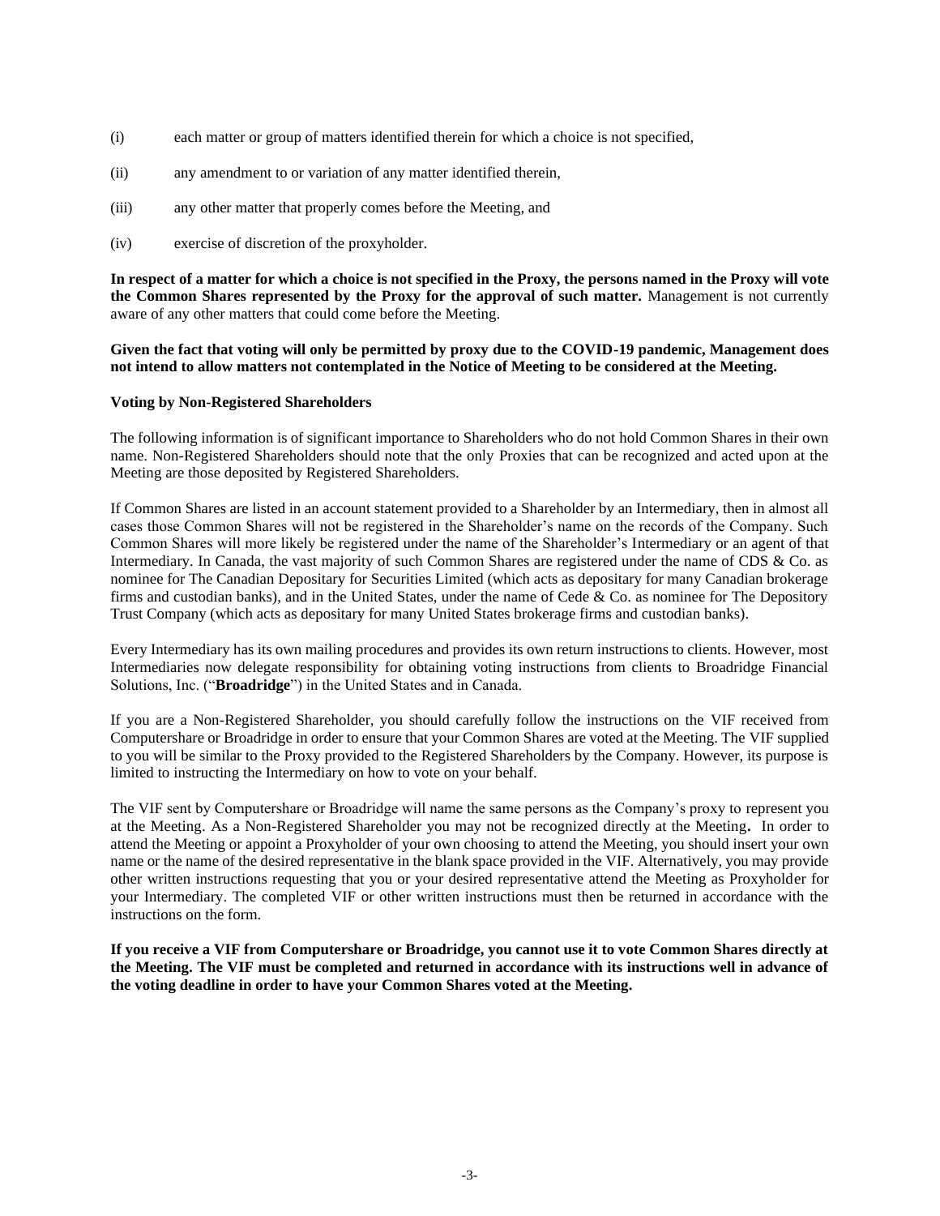(i) each matter or group of matters identified therein for which a choice is not specified,

(ii) any amendment to or variation of any matter identified therein,

(iii) any other matter that properly comes before the Meeting, and

(iv) exercise of discretion of the proxyholder.

**In respect of a matter for which a choice is not specified in the Proxy, the persons named in the Proxy will vote the Common Shares represented by the Proxy for the approval of such matter.** Management is not currently aware of any other matters that could come before the Meeting.

**Given the fact that voting will only be permitted by proxy due to the COVID-19 pandemic, Management does not intend to allow matters not contemplated in the Notice of Meeting to be considered at the Meeting.**

**Voting by Non-Registered Shareholders**

The following information is of significant importance to Shareholders who do not hold Common Shares in their own name. Non-Registered Shareholders should note that the only Proxies that can be recognized and acted upon at the Meeting are those deposited by Registered Shareholders.

If Common Shares are listed in an account statement provided to a Shareholder by an Intermediary, then in almost all cases those Common Shares will not be registered in the Shareholder's name on the records of the Company. Such Common Shares will more likely be registered under the name of the Shareholder's Intermediary or an agent of that Intermediary. In Canada, the vast majority of such Common Shares are registered under the name of CDS & Co. as nominee for The Canadian Depositary for Securities Limited (which acts as depositary for many Canadian brokerage firms and custodian banks), and in the United States, under the name of Cede & Co. as nominee for The Depository Trust Company (which acts as depositary for many United States brokerage firms and custodian banks).

Every Intermediary has its own mailing procedures and provides its own return instructions to clients. However, most Intermediaries now delegate responsibility for obtaining voting instructions from clients to Broadridge Financial Solutions, Inc. ("**Broadridge**") in the United States and in Canada.

If you are a Non-Registered Shareholder, you should carefully follow the instructions on the VIF received from Computershare or Broadridge in order to ensure that your Common Shares are voted at the Meeting. The VIF supplied to you will be similar to the Proxy provided to the Registered Shareholders by the Company. However, its purpose is limited to instructing the Intermediary on how to vote on your behalf.

The VIF sent by Computershare or Broadridge will name the same persons as the Company's proxy to represent you at the Meeting. As a Non-Registered Shareholder you may not be recognized directly at the Meeting**.** In order to attend the Meeting or appoint a Proxyholder of your own choosing to attend the Meeting, you should insert your own name or the name of the desired representative in the blank space provided in the VIF. Alternatively, you may provide other written instructions requesting that you or your desired representative attend the Meeting as Proxyholder for your Intermediary. The completed VIF or other written instructions must then be returned in accordance with the instructions on the form.

**If you receive a VIF from Computershare or Broadridge, you cannot use it to vote Common Shares directly at the Meeting. The VIF must be completed and returned in accordance with its instructions well in advance of the voting deadline in order to have your Common Shares voted at the Meeting.**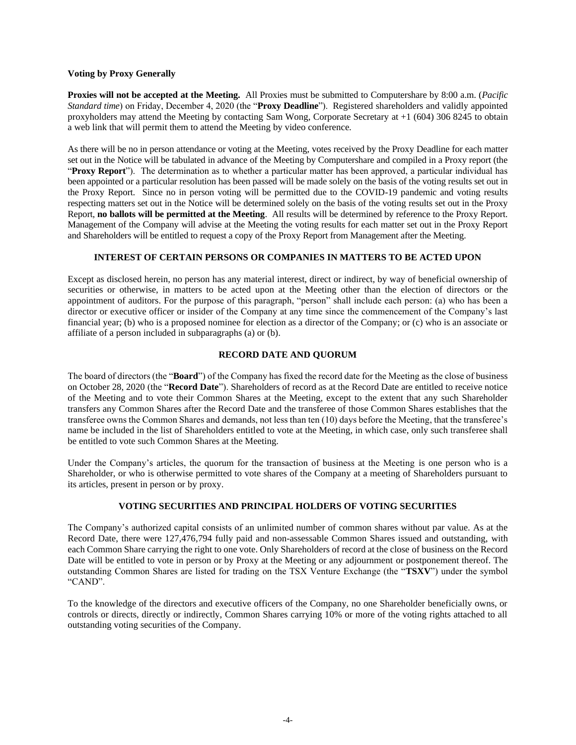**Voting by Proxy Generally**

**Proxies will not be accepted at the Meeting.** All Proxies must be submitted to Computershare by 8:00 a.m. (*Pacific Standard time*) on Friday, December 4, 2020 (the "**Proxy Deadline**"). Registered shareholders and validly appointed proxyholders may attend the Meeting by contacting Sam Wong, Corporate Secretary at +1 (604) 306 8245 to obtain a web link that will permit them to attend the Meeting by video conference.

As there will be no in person attendance or voting at the Meeting, votes received by the Proxy Deadline for each matter set out in the Notice will be tabulated in advance of the Meeting by Computershare and compiled in a Proxy report (the "**Proxy Report**"). The determination as to whether a particular matter has been approved, a particular individual has been appointed or a particular resolution has been passed will be made solely on the basis of the voting results set out in the Proxy Report. Since no in person voting will be permitted due to the COVID-19 pandemic and voting results respecting matters set out in the Notice will be determined solely on the basis of the voting results set out in the Proxy Report, **no ballots will be permitted at the Meeting**. All results will be determined by reference to the Proxy Report. Management of the Company will advise at the Meeting the voting results for each matter set out in the Proxy Report and Shareholders will be entitled to request a copy of the Proxy Report from Management after the Meeting.

## INTEREST OF CERTAIN PERSONS OR COMPANIES IN MATTERS TO BE ACTED UPON

Except as disclosed herein, no person has any material interest, direct or indirect, by way of beneficial ownership of securities or otherwise, in matters to be acted upon at the Meeting other than the election of directors or the appointment of auditors. For the purpose of this paragraph, "person" shall include each person: (a) who has been a director or executive officer or insider of the Company at any time since the commencement of the Company's last financial year; (b) who is a proposed nominee for election as a director of the Company; or (c) who is an associate or affiliate of a person included in subparagraphs (a) or (b).

## RECORD DATE AND QUORUM

The board of directors (the "**Board**") of the Company has fixed the record date for the Meeting as the close of business on October 28, 2020 (the "**Record Date**"). Shareholders of record as at the Record Date are entitled to receive notice of the Meeting and to vote their Common Shares at the Meeting, except to the extent that any such Shareholder transfers any Common Shares after the Record Date and the transferee of those Common Shares establishes that the transferee owns the Common Shares and demands, not less than ten (10) days before the Meeting, that the transferee's name be included in the list of Shareholders entitled to vote at the Meeting, in which case, only such transferee shall be entitled to vote such Common Shares at the Meeting.

Under the Company's articles, the quorum for the transaction of business at the Meeting is one person who is a Shareholder, or who is otherwise permitted to vote shares of the Company at a meeting of Shareholders pursuant to its articles, present in person or by proxy.

## VOTING SECURITIES AND PRINCIPAL HOLDERS OF VOTING SECURITIES

The Company's authorized capital consists of an unlimited number of common shares without par value. As at the Record Date, there were 127,476,794 fully paid and non-assessable Common Shares issued and outstanding, with each Common Share carrying the right to one vote. Only Shareholders of record at the close of business on the Record Date will be entitled to vote in person or by Proxy at the Meeting or any adjournment or postponement thereof. The outstanding Common Shares are listed for trading on the TSX Venture Exchange (the "**TSXV**") under the symbol "CAND".

To the knowledge of the directors and executive officers of the Company, no one Shareholder beneficially owns, or controls or directs, directly or indirectly, Common Shares carrying 10% or more of the voting rights attached to all outstanding voting securities of the Company.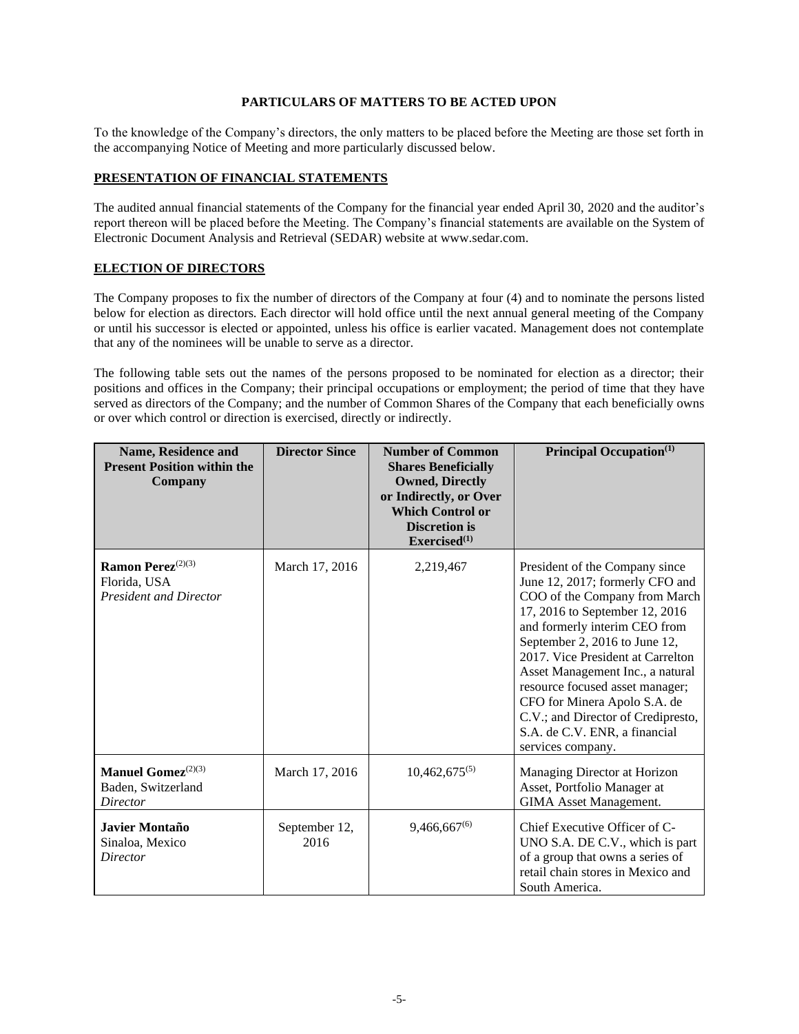## PARTICULARS OF MATTERS TO BE ACTED UPON

To the knowledge of the Company's directors, the only matters to be placed before the Meeting are those set forth in the accompanying Notice of Meeting and more particularly discussed below.

### PRESENTATION OF FINANCIAL STATEMENTS

The audited annual financial statements of the Company for the financial year ended April 30, 2020 and the auditor's report thereon will be placed before the Meeting. The Company's financial statements are available on the System of Electronic Document Analysis and Retrieval (SEDAR) website at www.sedar.com.

### ELECTION OF DIRECTORS

The Company proposes to fix the number of directors of the Company at four (4) and to nominate the persons listed below for election as directors. Each director will hold office until the next annual general meeting of the Company or until his successor is elected or appointed, unless his office is earlier vacated. Management does not contemplate that any of the nominees will be unable to serve as a director.

The following table sets out the names of the persons proposed to be nominated for election as a director; their positions and offices in the Company; their principal occupations or employment; the period of time that they have served as directors of the Company; and the number of Common Shares of the Company that each beneficially owns or over which control or direction is exercised, directly or indirectly.

| Name, Residence and Present Position within the Company | Director Since | Number of Common Shares Beneficially Owned, Directly or Indirectly, or Over Which Control or Discretion is Exercised[1] | Principal Occupation[1] |
|---|---|---|---|
| **Ramon Perez**[2][3]<br>Florida, USA<br>*President and Director* | March 17, 2016 | 2,219,467 | President of the Company since June 12, 2017; formerly CFO and COO of the Company from March 17, 2016 to September 12, 2016 and formerly interim CEO from September 2, 2016 to June 12, 2017. Vice President at Carrelton Asset Management Inc., a natural resource focused asset manager; CFO for Minera Apolo S.A. de C.V.; and Director of Credipresto, S.A. de C.V. ENR, a financial services company. |
| **Manuel Gomez**[2][3]<br>Baden, Switzerland<br>*Director* | March 17, 2016 | 10,462,675[5] | Managing Director at Horizon Asset, Portfolio Manager at GIMA Asset Management. |
| **Javier Montaño**<br>Sinaloa, Mexico<br>*Director* | September 12, 2016 | 9,466,667[6] | Chief Executive Officer of C-UNO S.A. DE C.V., which is part of a group that owns a series of retail chain stores in Mexico and South America. |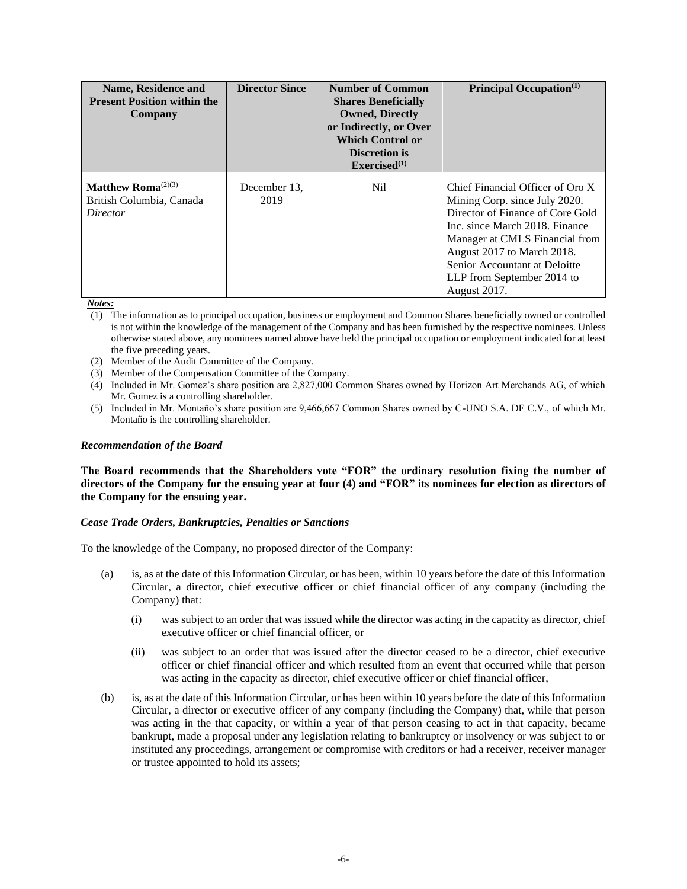| Name, Residence and Present Position within the Company | Director Since | Number of Common Shares Beneficially Owned, Directly or Indirectly, or Over Which Control or Discretion is Exercised[(1)] | Principal Occupation[(1)] |
|---|---|---|---|
| **Matthew Roma**[(2)(3)]<br>British Columbia, Canada<br>*Director* | December 13, 2019 | Nil | Chief Financial Officer of Oro X Mining Corp. since July 2020. Director of Finance of Core Gold Inc. since March 2018. Finance Manager at CMLS Financial from August 2017 to March 2018. Senior Accountant at Deloitte LLP from September 2014 to August 2017. |

***Notes:***

(1) The information as to principal occupation, business or employment and Common Shares beneficially owned or controlled is not within the knowledge of the management of the Company and has been furnished by the respective nominees. Unless otherwise stated above, any nominees named above have held the principal occupation or employment indicated for at least the five preceding years.

(2) Member of the Audit Committee of the Company.

(3) Member of the Compensation Committee of the Company.

(4) Included in Mr. Gomez's share position are 2,827,000 Common Shares owned by Horizon Art Merchands AG, of which Mr. Gomez is a controlling shareholder.

(5) Included in Mr. Montaño's share position are 9,466,667 Common Shares owned by C-UNO S.A. DE C.V., of which Mr. Montaño is the controlling shareholder.

### *Recommendation of the Board*

**The Board recommends that the Shareholders vote "FOR" the ordinary resolution fixing the number of directors of the Company for the ensuing year at four (4) and "FOR" its nominees for election as directors of the Company for the ensuing year.**

### *Cease Trade Orders, Bankruptcies, Penalties or Sanctions*

To the knowledge of the Company, no proposed director of the Company:

(a) is, as at the date of this Information Circular, or has been, within 10 years before the date of this Information Circular, a director, chief executive officer or chief financial officer of any company (including the Company) that:

   (i) was subject to an order that was issued while the director was acting in the capacity as director, chief executive officer or chief financial officer, or

   (ii) was subject to an order that was issued after the director ceased to be a director, chief executive officer or chief financial officer and which resulted from an event that occurred while that person was acting in the capacity as director, chief executive officer or chief financial officer,

(b) is, as at the date of this Information Circular, or has been within 10 years before the date of this Information Circular, a director or executive officer of any company (including the Company) that, while that person was acting in the that capacity, or within a year of that person ceasing to act in that capacity, became bankrupt, made a proposal under any legislation relating to bankruptcy or insolvency or was subject to or instituted any proceedings, arrangement or compromise with creditors or had a receiver, receiver manager or trustee appointed to hold its assets;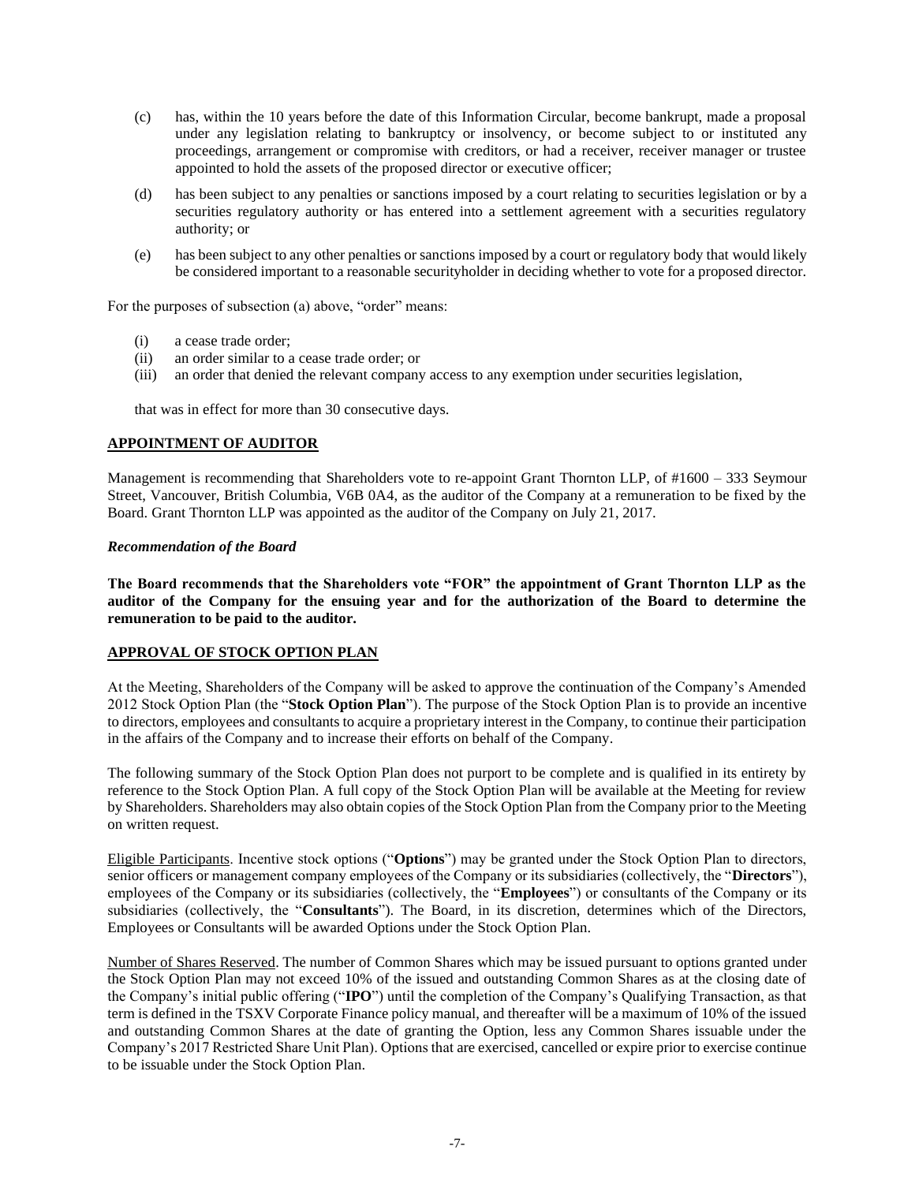(c) has, within the 10 years before the date of this Information Circular, become bankrupt, made a proposal under any legislation relating to bankruptcy or insolvency, or become subject to or instituted any proceedings, arrangement or compromise with creditors, or had a receiver, receiver manager or trustee appointed to hold the assets of the proposed director or executive officer;

(d) has been subject to any penalties or sanctions imposed by a court relating to securities legislation or by a securities regulatory authority or has entered into a settlement agreement with a securities regulatory authority; or

(e) has been subject to any other penalties or sanctions imposed by a court or regulatory body that would likely be considered important to a reasonable securityholder in deciding whether to vote for a proposed director.

For the purposes of subsection (a) above, "order" means:

(i) a cease trade order;
(ii) an order similar to a cease trade order; or
(iii) an order that denied the relevant company access to any exemption under securities legislation,

that was in effect for more than 30 consecutive days.

## APPOINTMENT OF AUDITOR

Management is recommending that Shareholders vote to re-appoint Grant Thornton LLP, of #1600 – 333 Seymour Street, Vancouver, British Columbia, V6B 0A4, as the auditor of the Company at a remuneration to be fixed by the Board. Grant Thornton LLP was appointed as the auditor of the Company on July 21, 2017.

### *Recommendation of the Board*

**The Board recommends that the Shareholders vote "FOR" the appointment of Grant Thornton LLP as the auditor of the Company for the ensuing year and for the authorization of the Board to determine the remuneration to be paid to the auditor.**

## APPROVAL OF STOCK OPTION PLAN

At the Meeting, Shareholders of the Company will be asked to approve the continuation of the Company's Amended 2012 Stock Option Plan (the "**Stock Option Plan**"). The purpose of the Stock Option Plan is to provide an incentive to directors, employees and consultants to acquire a proprietary interest in the Company, to continue their participation in the affairs of the Company and to increase their efforts on behalf of the Company.

The following summary of the Stock Option Plan does not purport to be complete and is qualified in its entirety by reference to the Stock Option Plan. A full copy of the Stock Option Plan will be available at the Meeting for review by Shareholders. Shareholders may also obtain copies of the Stock Option Plan from the Company prior to the Meeting on written request.

Eligible Participants. Incentive stock options ("**Options**") may be granted under the Stock Option Plan to directors, senior officers or management company employees of the Company or its subsidiaries (collectively, the "**Directors**"), employees of the Company or its subsidiaries (collectively, the "**Employees**") or consultants of the Company or its subsidiaries (collectively, the "**Consultants**"). The Board, in its discretion, determines which of the Directors, Employees or Consultants will be awarded Options under the Stock Option Plan.

Number of Shares Reserved. The number of Common Shares which may be issued pursuant to options granted under the Stock Option Plan may not exceed 10% of the issued and outstanding Common Shares as at the closing date of the Company's initial public offering ("**IPO**") until the completion of the Company's Qualifying Transaction, as that term is defined in the TSXV Corporate Finance policy manual, and thereafter will be a maximum of 10% of the issued and outstanding Common Shares at the date of granting the Option, less any Common Shares issuable under the Company's 2017 Restricted Share Unit Plan). Options that are exercised, cancelled or expire prior to exercise continue to be issuable under the Stock Option Plan.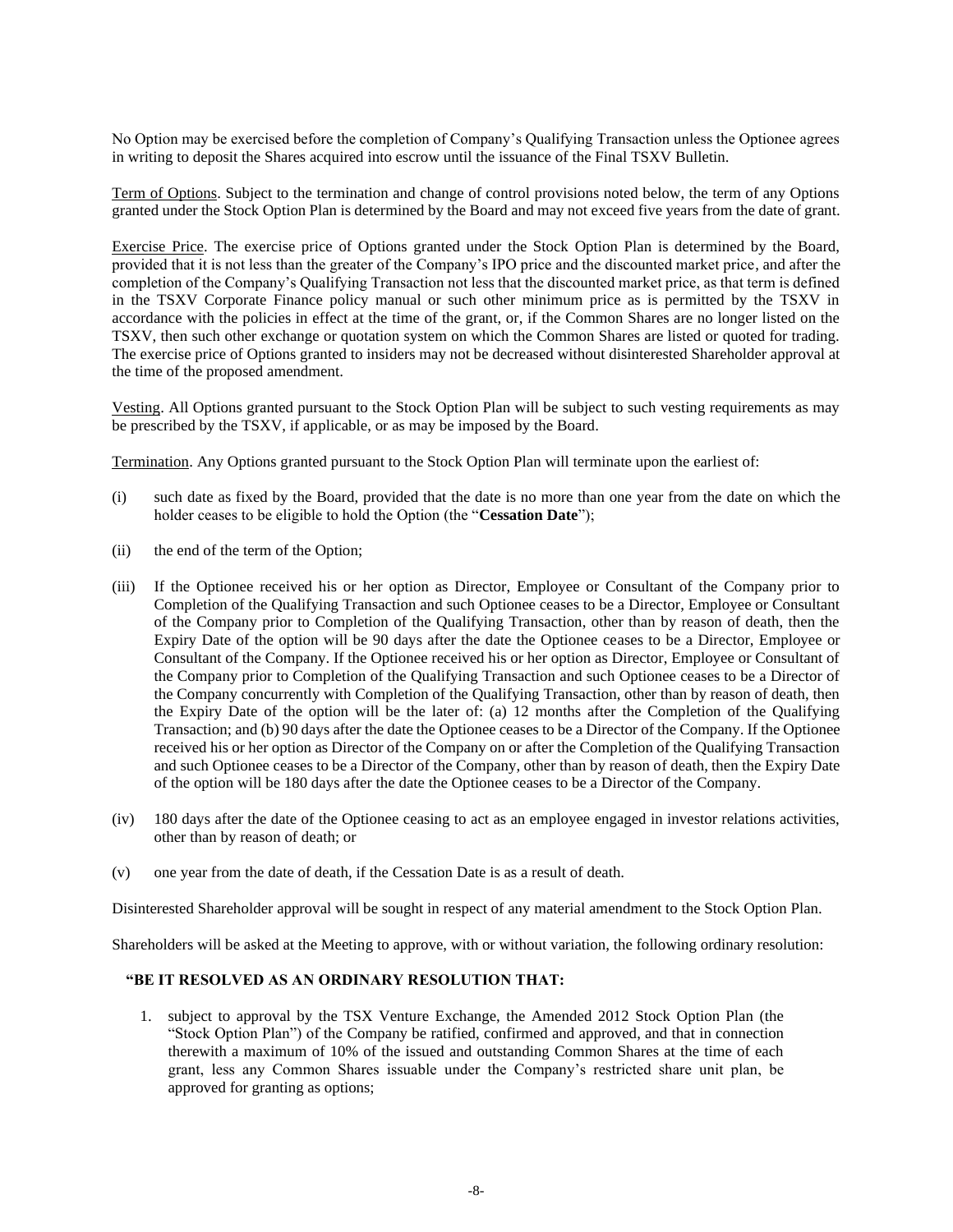No Option may be exercised before the completion of Company's Qualifying Transaction unless the Optionee agrees in writing to deposit the Shares acquired into escrow until the issuance of the Final TSXV Bulletin.

Term of Options. Subject to the termination and change of control provisions noted below, the term of any Options granted under the Stock Option Plan is determined by the Board and may not exceed five years from the date of grant.

Exercise Price. The exercise price of Options granted under the Stock Option Plan is determined by the Board, provided that it is not less than the greater of the Company's IPO price and the discounted market price, and after the completion of the Company's Qualifying Transaction not less that the discounted market price, as that term is defined in the TSXV Corporate Finance policy manual or such other minimum price as is permitted by the TSXV in accordance with the policies in effect at the time of the grant, or, if the Common Shares are no longer listed on the TSXV, then such other exchange or quotation system on which the Common Shares are listed or quoted for trading. The exercise price of Options granted to insiders may not be decreased without disinterested Shareholder approval at the time of the proposed amendment.

Vesting. All Options granted pursuant to the Stock Option Plan will be subject to such vesting requirements as may be prescribed by the TSXV, if applicable, or as may be imposed by the Board.

Termination. Any Options granted pursuant to the Stock Option Plan will terminate upon the earliest of:

(i) such date as fixed by the Board, provided that the date is no more than one year from the date on which the holder ceases to be eligible to hold the Option (the "**Cessation Date**");

(ii) the end of the term of the Option;

(iii) If the Optionee received his or her option as Director, Employee or Consultant of the Company prior to Completion of the Qualifying Transaction and such Optionee ceases to be a Director, Employee or Consultant of the Company prior to Completion of the Qualifying Transaction, other than by reason of death, then the Expiry Date of the option will be 90 days after the date the Optionee ceases to be a Director, Employee or Consultant of the Company. If the Optionee received his or her option as Director, Employee or Consultant of the Company prior to Completion of the Qualifying Transaction and such Optionee ceases to be a Director of the Company concurrently with Completion of the Qualifying Transaction, other than by reason of death, then the Expiry Date of the option will be the later of: (a) 12 months after the Completion of the Qualifying Transaction; and (b) 90 days after the date the Optionee ceases to be a Director of the Company. If the Optionee received his or her option as Director of the Company on or after the Completion of the Qualifying Transaction and such Optionee ceases to be a Director of the Company, other than by reason of death, then the Expiry Date of the option will be 180 days after the date the Optionee ceases to be a Director of the Company.

(iv) 180 days after the date of the Optionee ceasing to act as an employee engaged in investor relations activities, other than by reason of death; or

(v) one year from the date of death, if the Cessation Date is as a result of death.

Disinterested Shareholder approval will be sought in respect of any material amendment to the Stock Option Plan.

Shareholders will be asked at the Meeting to approve, with or without variation, the following ordinary resolution:

**"BE IT RESOLVED AS AN ORDINARY RESOLUTION THAT:**

1. subject to approval by the TSX Venture Exchange, the Amended 2012 Stock Option Plan (the "Stock Option Plan") of the Company be ratified, confirmed and approved, and that in connection therewith a maximum of 10% of the issued and outstanding Common Shares at the time of each grant, less any Common Shares issuable under the Company's restricted share unit plan, be approved for granting as options;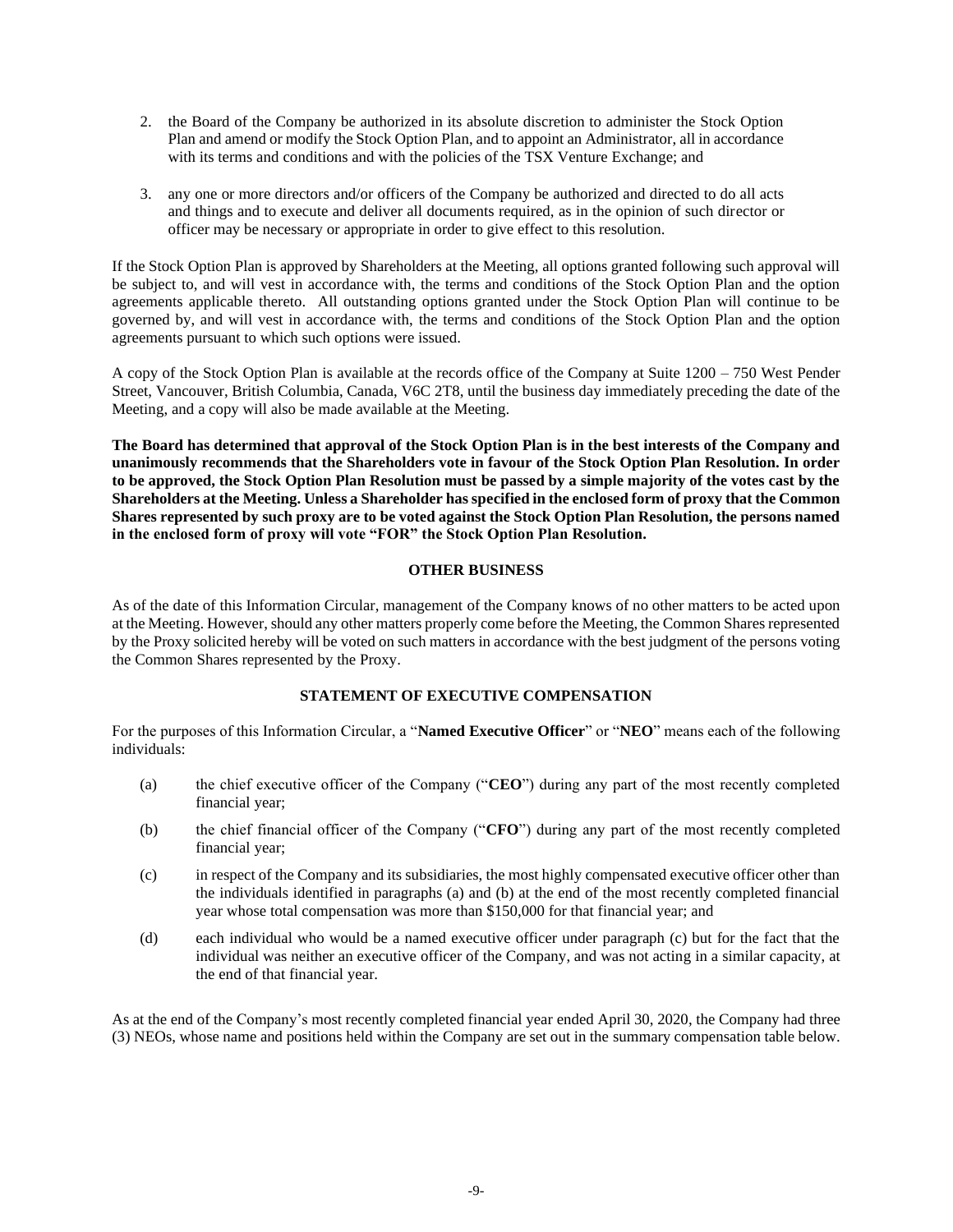2. the Board of the Company be authorized in its absolute discretion to administer the Stock Option Plan and amend or modify the Stock Option Plan, and to appoint an Administrator, all in accordance with its terms and conditions and with the policies of the TSX Venture Exchange; and

3. any one or more directors and/or officers of the Company be authorized and directed to do all acts and things and to execute and deliver all documents required, as in the opinion of such director or officer may be necessary or appropriate in order to give effect to this resolution.

If the Stock Option Plan is approved by Shareholders at the Meeting, all options granted following such approval will be subject to, and will vest in accordance with, the terms and conditions of the Stock Option Plan and the option agreements applicable thereto. All outstanding options granted under the Stock Option Plan will continue to be governed by, and will vest in accordance with, the terms and conditions of the Stock Option Plan and the option agreements pursuant to which such options were issued.

A copy of the Stock Option Plan is available at the records office of the Company at Suite 1200 – 750 West Pender Street, Vancouver, British Columbia, Canada, V6C 2T8, until the business day immediately preceding the date of the Meeting, and a copy will also be made available at the Meeting.

**The Board has determined that approval of the Stock Option Plan is in the best interests of the Company and unanimously recommends that the Shareholders vote in favour of the Stock Option Plan Resolution. In order to be approved, the Stock Option Plan Resolution must be passed by a simple majority of the votes cast by the Shareholders at the Meeting. Unless a Shareholder has specified in the enclosed form of proxy that the Common Shares represented by such proxy are to be voted against the Stock Option Plan Resolution, the persons named in the enclosed form of proxy will vote "FOR" the Stock Option Plan Resolution.**

## OTHER BUSINESS

As of the date of this Information Circular, management of the Company knows of no other matters to be acted upon at the Meeting. However, should any other matters properly come before the Meeting, the Common Shares represented by the Proxy solicited hereby will be voted on such matters in accordance with the best judgment of the persons voting the Common Shares represented by the Proxy.

## STATEMENT OF EXECUTIVE COMPENSATION

For the purposes of this Information Circular, a "**Named Executive Officer**" or "**NEO**" means each of the following individuals:

(a) the chief executive officer of the Company ("**CEO**") during any part of the most recently completed financial year;

(b) the chief financial officer of the Company ("**CFO**") during any part of the most recently completed financial year;

(c) in respect of the Company and its subsidiaries, the most highly compensated executive officer other than the individuals identified in paragraphs (a) and (b) at the end of the most recently completed financial year whose total compensation was more than $150,000 for that financial year; and

(d) each individual who would be a named executive officer under paragraph (c) but for the fact that the individual was neither an executive officer of the Company, and was not acting in a similar capacity, at the end of that financial year.

As at the end of the Company's most recently completed financial year ended April 30, 2020, the Company had three (3) NEOs, whose name and positions held within the Company are set out in the summary compensation table below.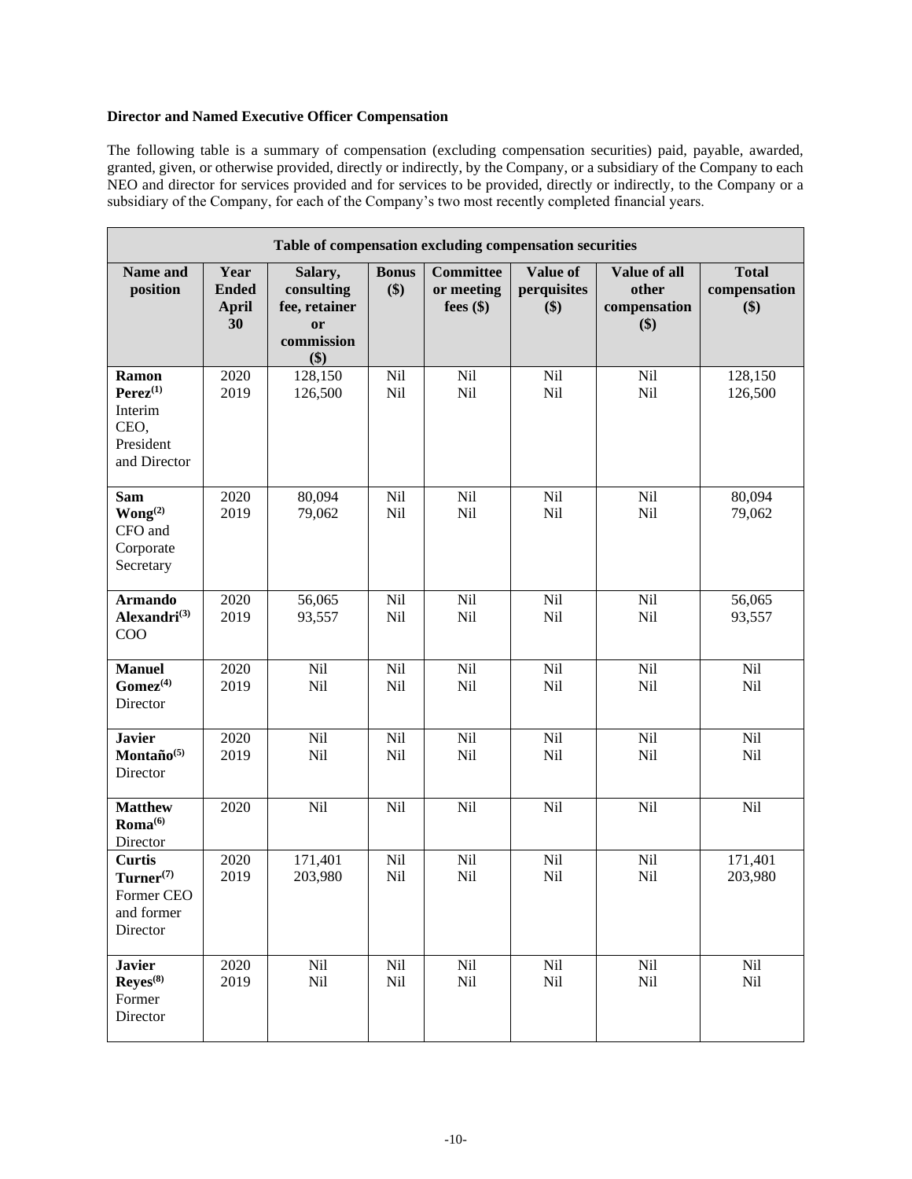**Director and Named Executive Officer Compensation**

The following table is a summary of compensation (excluding compensation securities) paid, payable, awarded, granted, given, or otherwise provided, directly or indirectly, by the Company, or a subsidiary of the Company to each NEO and director for services provided and for services to be provided, directly or indirectly, to the Company or a subsidiary of the Company, for each of the Company's two most recently completed financial years.

| Table of compensation excluding compensation securities | | | | | | | |
|---|---|---|---|---|---|---|---|
| **Name and position** | **Year Ended April 30** | **Salary, consulting fee, retainer or commission ($)** | **Bonus ($)** | **Committee or meeting fees ($)** | **Value of perquisites ($)** | **Value of all other compensation ($)** | **Total compensation ($)** |
| **Ramon Perez**(1) Interim CEO, President and Director | 2020<br>2019 | 128,150<br>126,500 | Nil<br>Nil | Nil<br>Nil | Nil<br>Nil | Nil<br>Nil | 128,150<br>126,500 |
| **Sam Wong**(2) CFO and Corporate Secretary | 2020<br>2019 | 80,094<br>79,062 | Nil<br>Nil | Nil<br>Nil | Nil<br>Nil | Nil<br>Nil | 80,094<br>79,062 |
| **Armando Alexandri**(3) COO | 2020<br>2019 | 56,065<br>93,557 | Nil<br>Nil | Nil<br>Nil | Nil<br>Nil | Nil<br>Nil | 56,065<br>93,557 |
| **Manuel Gomez**(4) Director | 2020<br>2019 | Nil<br>Nil | Nil<br>Nil | Nil<br>Nil | Nil<br>Nil | Nil<br>Nil | Nil<br>Nil |
| **Javier Montaño**(5) Director | 2020<br>2019 | Nil<br>Nil | Nil<br>Nil | Nil<br>Nil | Nil<br>Nil | Nil<br>Nil | Nil<br>Nil |
| **Matthew Roma**(6) Director | 2020 | Nil | Nil | Nil | Nil | Nil | Nil |
| **Curtis Turner**(7) Former CEO and former Director | 2020<br>2019 | 171,401<br>203,980 | Nil<br>Nil | Nil<br>Nil | Nil<br>Nil | Nil<br>Nil | 171,401<br>203,980 |
| **Javier Reyes**(8) Former Director | 2020<br>2019 | Nil<br>Nil | Nil<br>Nil | Nil<br>Nil | Nil<br>Nil | Nil<br>Nil | Nil<br>Nil |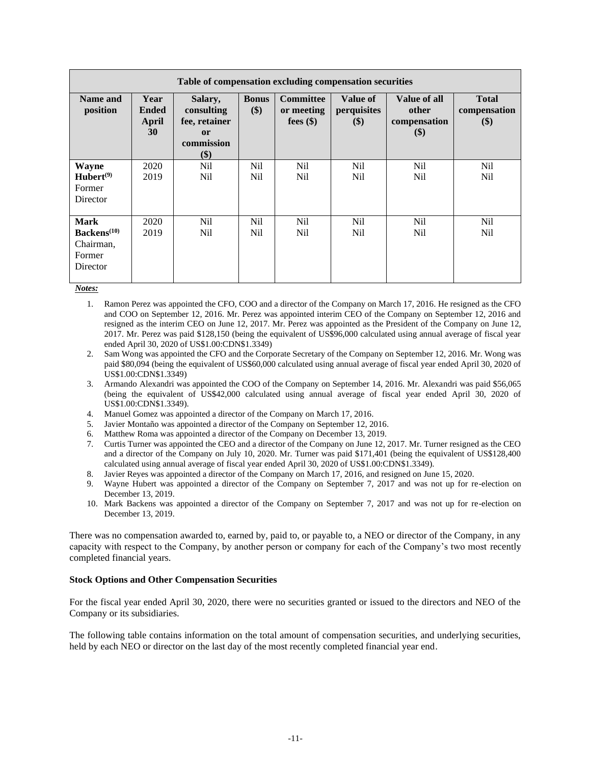| Table of compensation excluding compensation securities | | | | | | | |
|---|---|---|---|---|---|---|---|
| **Name and position** | **Year Ended April 30** | **Salary, consulting fee, retainer or commission ($)** | **Bonus ($)** | **Committee or meeting fees ($)** | **Value of perquisites ($)** | **Value of all other compensation ($)** | **Total compensation ($)** |
| **Wayne Hubert[(9)]** Former Director | 2020<br>2019 | Nil<br>Nil | Nil<br>Nil | Nil<br>Nil | Nil<br>Nil | Nil<br>Nil | Nil<br>Nil |
| **Mark Backens[(10)]** Chairman, Former Director | 2020<br>2019 | Nil<br>Nil | Nil<br>Nil | Nil<br>Nil | Nil<br>Nil | Nil<br>Nil | Nil<br>Nil |

***Notes:***

1. Ramon Perez was appointed the CFO, COO and a director of the Company on March 17, 2016. He resigned as the CFO and COO on September 12, 2016. Mr. Perez was appointed interim CEO of the Company on September 12, 2016 and resigned as the interim CEO on June 12, 2017. Mr. Perez was appointed as the President of the Company on June 12, 2017. Mr. Perez was paid $128,150 (being the equivalent of US$96,000 calculated using annual average of fiscal year ended April 30, 2020 of US$1.00:CDN$1.3349)
2. Sam Wong was appointed the CFO and the Corporate Secretary of the Company on September 12, 2016. Mr. Wong was paid $80,094 (being the equivalent of US$60,000 calculated using annual average of fiscal year ended April 30, 2020 of US$1.00:CDN$1.3349)
3. Armando Alexandri was appointed the COO of the Company on September 14, 2016. Mr. Alexandri was paid $56,065 (being the equivalent of US$42,000 calculated using annual average of fiscal year ended April 30, 2020 of US$1.00:CDN$1.3349).
4. Manuel Gomez was appointed a director of the Company on March 17, 2016.
5. Javier Montaño was appointed a director of the Company on September 12, 2016.
6. Matthew Roma was appointed a director of the Company on December 13, 2019.
7. Curtis Turner was appointed the CEO and a director of the Company on June 12, 2017. Mr. Turner resigned as the CEO and a director of the Company on July 10, 2020. Mr. Turner was paid $171,401 (being the equivalent of US$128,400 calculated using annual average of fiscal year ended April 30, 2020 of US$1.00:CDN$1.3349).
8. Javier Reyes was appointed a director of the Company on March 17, 2016, and resigned on June 15, 2020.
9. Wayne Hubert was appointed a director of the Company on September 7, 2017 and was not up for re-election on December 13, 2019.
10. Mark Backens was appointed a director of the Company on September 7, 2017 and was not up for re-election on December 13, 2019.

There was no compensation awarded to, earned by, paid to, or payable to, a NEO or director of the Company, in any capacity with respect to the Company, by another person or company for each of the Company's two most recently completed financial years.

**Stock Options and Other Compensation Securities**

For the fiscal year ended April 30, 2020, there were no securities granted or issued to the directors and NEO of the Company or its subsidiaries.

The following table contains information on the total amount of compensation securities, and underlying securities, held by each NEO or director on the last day of the most recently completed financial year end.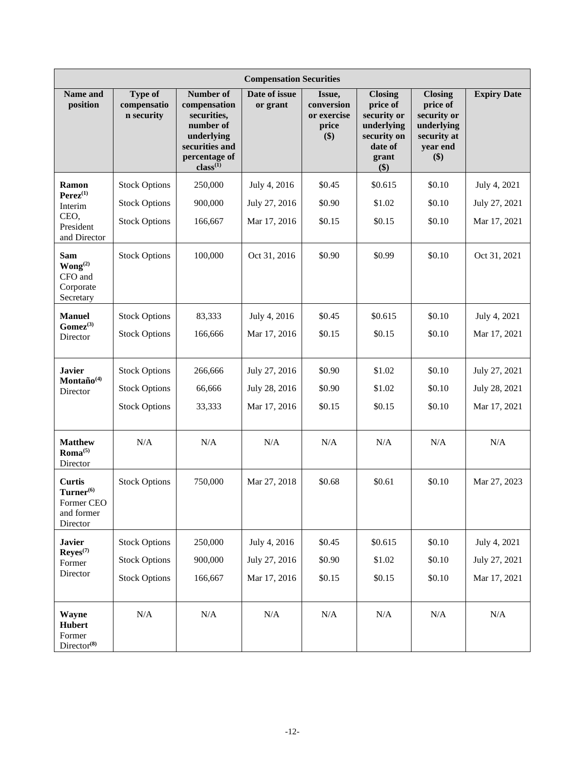| Compensation Securities | | | | | | | |
|---|---|---|---|---|---|---|---|
| **Name and position** | **Type of compensation security** | **Number of compensation securities, number of underlying securities and percentage of class[(1)]** | **Date of issue or grant** | **Issue, conversion or exercise price ($)** | **Closing price of security or underlying security on date of grant ($)** | **Closing price of security or underlying security at year end ($)** | **Expiry Date** |
| **Ramon Perez[(1)]** Interim CEO, President and Director | Stock Options | 250,000 | July 4, 2016 | $0.45 | $0.615 | $0.10 | July 4, 2021 |
| | Stock Options | 900,000 | July 27, 2016 | $0.90 | $1.02 | $0.10 | July 27, 2021 |
| | Stock Options | 166,667 | Mar 17, 2016 | $0.15 | $0.15 | $0.10 | Mar 17, 2021 |
| **Sam Wong[(2)]** CFO and Corporate Secretary | Stock Options | 100,000 | Oct 31, 2016 | $0.90 | $0.99 | $0.10 | Oct 31, 2021 |
| **Manuel Gomez[(3)]** Director | Stock Options | 83,333 | July 4, 2016 | $0.45 | $0.615 | $0.10 | July 4, 2021 |
| | Stock Options | 166,666 | Mar 17, 2016 | $0.15 | $0.15 | $0.10 | Mar 17, 2021 |
| **Javier Montaño[(4)]** Director | Stock Options | 266,666 | July 27, 2016 | $0.90 | $1.02 | $0.10 | July 27, 2021 |
| | Stock Options | 66,666 | July 28, 2016 | $0.90 | $1.02 | $0.10 | July 28, 2021 |
| | Stock Options | 33,333 | Mar 17, 2016 | $0.15 | $0.15 | $0.10 | Mar 17, 2021 |
| **Matthew Roma[(5)]** Director | N/A | N/A | N/A | N/A | N/A | N/A | N/A |
| **Curtis Turner[(6)]** Former CEO and former Director | Stock Options | 750,000 | Mar 27, 2018 | $0.68 | $0.61 | $0.10 | Mar 27, 2023 |
| **Javier Reyes[(7)]** Former Director | Stock Options | 250,000 | July 4, 2016 | $0.45 | $0.615 | $0.10 | July 4, 2021 |
| | Stock Options | 900,000 | July 27, 2016 | $0.90 | $1.02 | $0.10 | July 27, 2021 |
| | Stock Options | 166,667 | Mar 17, 2016 | $0.15 | $0.15 | $0.10 | Mar 17, 2021 |
| **Wayne Hubert** Former Director[(8)] | N/A | N/A | N/A | N/A | N/A | N/A | N/A |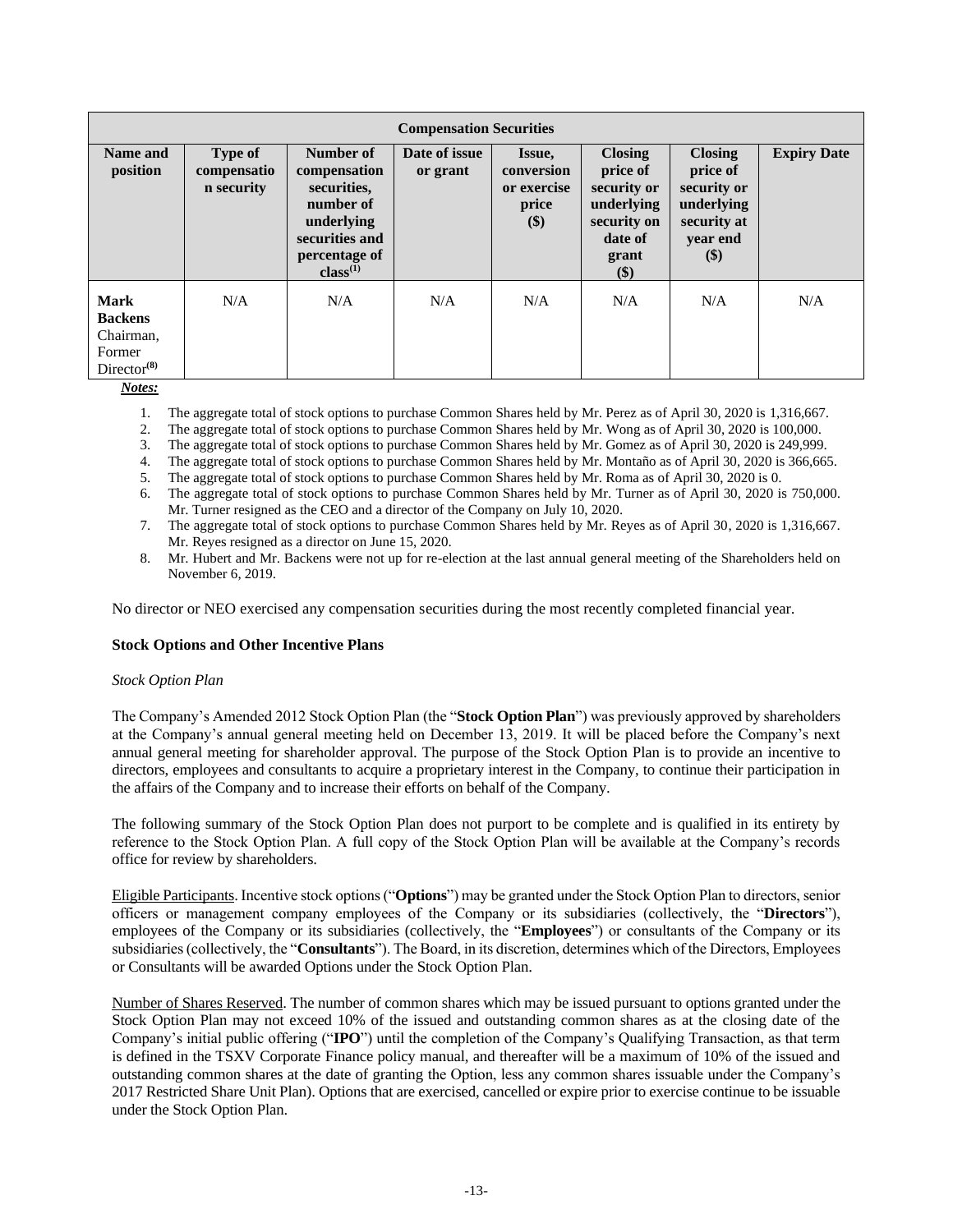| Compensation Securities | | | | | | | |
|---|---|---|---|---|---|---|---|
| **Name and position** | **Type of compensation security** | **Number of compensation securities, number of underlying securities and percentage of class[1]** | **Date of issue or grant** | **Issue, conversion or exercise price ($)** | **Closing price of security or underlying security on date of grant ($)** | **Closing price of security or underlying security at year end ($)** | **Expiry Date** |
| **Mark Backens** Chairman, Former Director[8] | N/A | N/A | N/A | N/A | N/A | N/A | N/A |

***Notes:***

1. The aggregate total of stock options to purchase Common Shares held by Mr. Perez as of April 30, 2020 is 1,316,667.
2. The aggregate total of stock options to purchase Common Shares held by Mr. Wong as of April 30, 2020 is 100,000.
3. The aggregate total of stock options to purchase Common Shares held by Mr. Gomez as of April 30, 2020 is 249,999.
4. The aggregate total of stock options to purchase Common Shares held by Mr. Montaño as of April 30, 2020 is 366,665.
5. The aggregate total of stock options to purchase Common Shares held by Mr. Roma as of April 30, 2020 is 0.
6. The aggregate total of stock options to purchase Common Shares held by Mr. Turner as of April 30, 2020 is 750,000. Mr. Turner resigned as the CEO and a director of the Company on July 10, 2020.
7. The aggregate total of stock options to purchase Common Shares held by Mr. Reyes as of April 30, 2020 is 1,316,667. Mr. Reyes resigned as a director on June 15, 2020.
8. Mr. Hubert and Mr. Backens were not up for re-election at the last annual general meeting of the Shareholders held on November 6, 2019.

No director or NEO exercised any compensation securities during the most recently completed financial year.

**Stock Options and Other Incentive Plans**

*Stock Option Plan*

The Company's Amended 2012 Stock Option Plan (the "**Stock Option Plan**") was previously approved by shareholders at the Company's annual general meeting held on December 13, 2019. It will be placed before the Company's next annual general meeting for shareholder approval. The purpose of the Stock Option Plan is to provide an incentive to directors, employees and consultants to acquire a proprietary interest in the Company, to continue their participation in the affairs of the Company and to increase their efforts on behalf of the Company.

The following summary of the Stock Option Plan does not purport to be complete and is qualified in its entirety by reference to the Stock Option Plan. A full copy of the Stock Option Plan will be available at the Company's records office for review by shareholders.

Eligible Participants. Incentive stock options ("**Options**") may be granted under the Stock Option Plan to directors, senior officers or management company employees of the Company or its subsidiaries (collectively, the "**Directors**"), employees of the Company or its subsidiaries (collectively, the "**Employees**") or consultants of the Company or its subsidiaries (collectively, the "**Consultants**"). The Board, in its discretion, determines which of the Directors, Employees or Consultants will be awarded Options under the Stock Option Plan.

Number of Shares Reserved. The number of common shares which may be issued pursuant to options granted under the Stock Option Plan may not exceed 10% of the issued and outstanding common shares as at the closing date of the Company's initial public offering ("**IPO**") until the completion of the Company's Qualifying Transaction, as that term is defined in the TSXV Corporate Finance policy manual, and thereafter will be a maximum of 10% of the issued and outstanding common shares at the date of granting the Option, less any common shares issuable under the Company's 2017 Restricted Share Unit Plan). Options that are exercised, cancelled or expire prior to exercise continue to be issuable under the Stock Option Plan.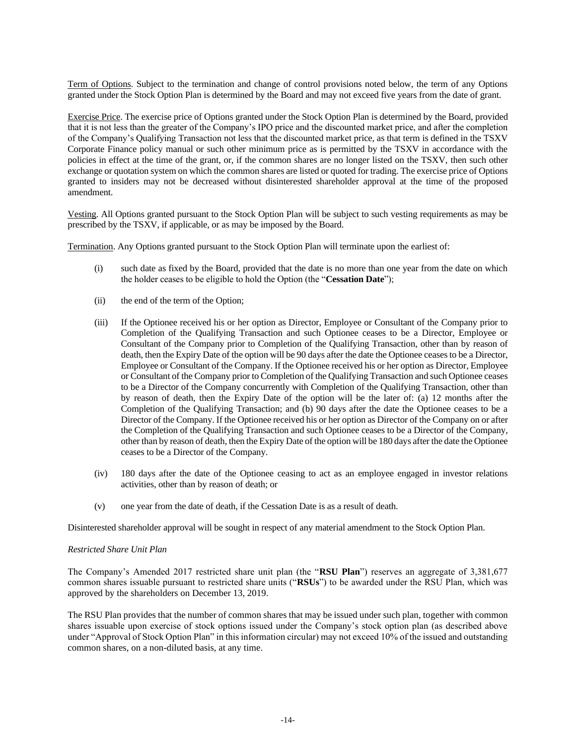Term of Options. Subject to the termination and change of control provisions noted below, the term of any Options granted under the Stock Option Plan is determined by the Board and may not exceed five years from the date of grant.

Exercise Price. The exercise price of Options granted under the Stock Option Plan is determined by the Board, provided that it is not less than the greater of the Company's IPO price and the discounted market price, and after the completion of the Company's Qualifying Transaction not less that the discounted market price, as that term is defined in the TSXV Corporate Finance policy manual or such other minimum price as is permitted by the TSXV in accordance with the policies in effect at the time of the grant, or, if the common shares are no longer listed on the TSXV, then such other exchange or quotation system on which the common shares are listed or quoted for trading. The exercise price of Options granted to insiders may not be decreased without disinterested shareholder approval at the time of the proposed amendment.

Vesting. All Options granted pursuant to the Stock Option Plan will be subject to such vesting requirements as may be prescribed by the TSXV, if applicable, or as may be imposed by the Board.

Termination. Any Options granted pursuant to the Stock Option Plan will terminate upon the earliest of:

(i) such date as fixed by the Board, provided that the date is no more than one year from the date on which the holder ceases to be eligible to hold the Option (the "**Cessation Date**");

(ii) the end of the term of the Option;

(iii) If the Optionee received his or her option as Director, Employee or Consultant of the Company prior to Completion of the Qualifying Transaction and such Optionee ceases to be a Director, Employee or Consultant of the Company prior to Completion of the Qualifying Transaction, other than by reason of death, then the Expiry Date of the option will be 90 days after the date the Optionee ceases to be a Director, Employee or Consultant of the Company. If the Optionee received his or her option as Director, Employee or Consultant of the Company prior to Completion of the Qualifying Transaction and such Optionee ceases to be a Director of the Company concurrently with Completion of the Qualifying Transaction, other than by reason of death, then the Expiry Date of the option will be the later of: (a) 12 months after the Completion of the Qualifying Transaction; and (b) 90 days after the date the Optionee ceases to be a Director of the Company. If the Optionee received his or her option as Director of the Company on or after the Completion of the Qualifying Transaction and such Optionee ceases to be a Director of the Company, other than by reason of death, then the Expiry Date of the option will be 180 days after the date the Optionee ceases to be a Director of the Company.

(iv) 180 days after the date of the Optionee ceasing to act as an employee engaged in investor relations activities, other than by reason of death; or

(v) one year from the date of death, if the Cessation Date is as a result of death.

Disinterested shareholder approval will be sought in respect of any material amendment to the Stock Option Plan.

*Restricted Share Unit Plan*

The Company's Amended 2017 restricted share unit plan (the "**RSU Plan**") reserves an aggregate of 3,381,677 common shares issuable pursuant to restricted share units ("**RSUs**") to be awarded under the RSU Plan, which was approved by the shareholders on December 13, 2019.

The RSU Plan provides that the number of common shares that may be issued under such plan, together with common shares issuable upon exercise of stock options issued under the Company's stock option plan (as described above under "Approval of Stock Option Plan" in this information circular) may not exceed 10% of the issued and outstanding common shares, on a non-diluted basis, at any time.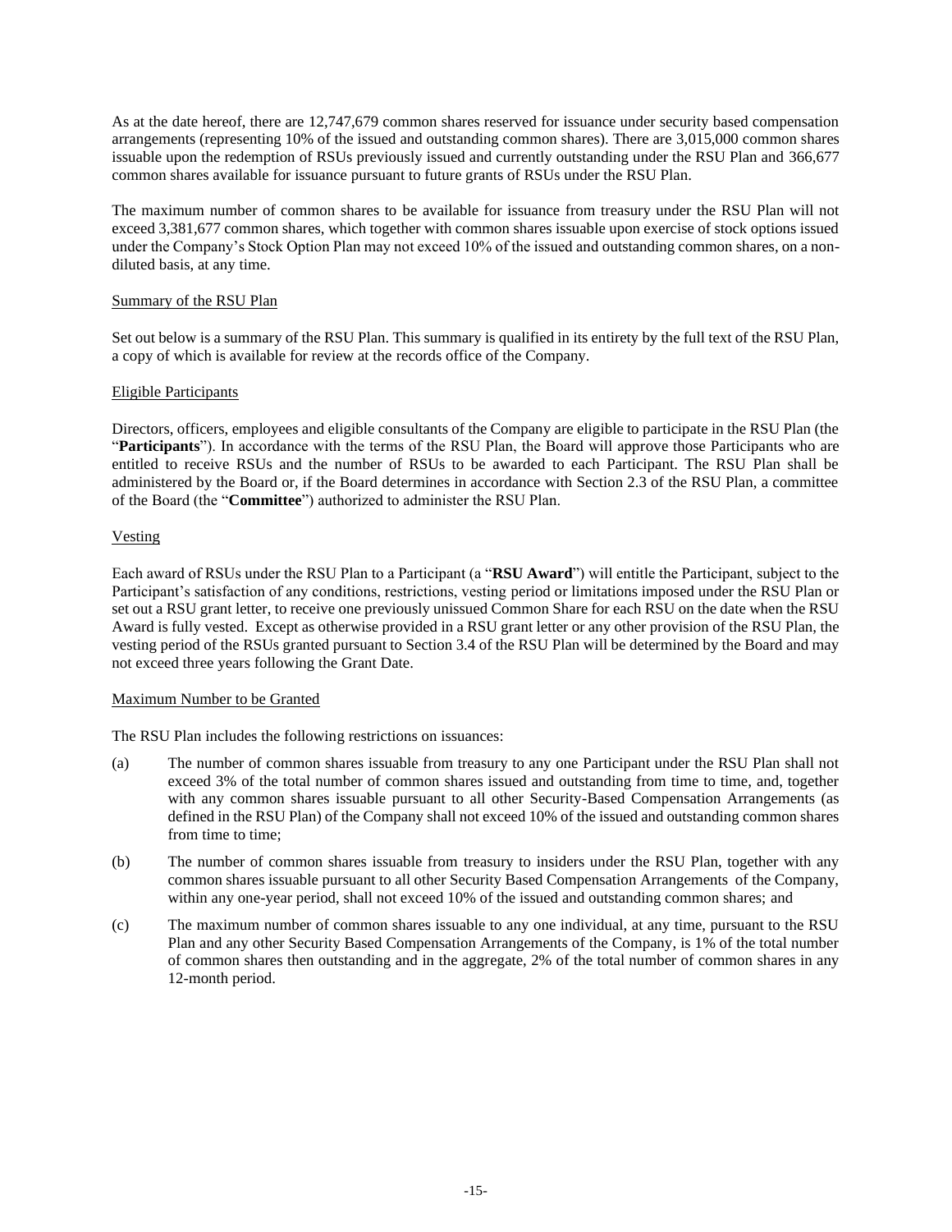As at the date hereof, there are 12,747,679 common shares reserved for issuance under security based compensation arrangements (representing 10% of the issued and outstanding common shares). There are 3,015,000 common shares issuable upon the redemption of RSUs previously issued and currently outstanding under the RSU Plan and 366,677 common shares available for issuance pursuant to future grants of RSUs under the RSU Plan.

The maximum number of common shares to be available for issuance from treasury under the RSU Plan will not exceed 3,381,677 common shares, which together with common shares issuable upon exercise of stock options issued under the Company's Stock Option Plan may not exceed 10% of the issued and outstanding common shares, on a non-diluted basis, at any time.

Summary of the RSU Plan

Set out below is a summary of the RSU Plan. This summary is qualified in its entirety by the full text of the RSU Plan, a copy of which is available for review at the records office of the Company.

Eligible Participants

Directors, officers, employees and eligible consultants of the Company are eligible to participate in the RSU Plan (the "**Participants**"). In accordance with the terms of the RSU Plan, the Board will approve those Participants who are entitled to receive RSUs and the number of RSUs to be awarded to each Participant. The RSU Plan shall be administered by the Board or, if the Board determines in accordance with Section 2.3 of the RSU Plan, a committee of the Board (the "**Committee**") authorized to administer the RSU Plan.

Vesting

Each award of RSUs under the RSU Plan to a Participant (a "**RSU Award**") will entitle the Participant, subject to the Participant's satisfaction of any conditions, restrictions, vesting period or limitations imposed under the RSU Plan or set out a RSU grant letter, to receive one previously unissued Common Share for each RSU on the date when the RSU Award is fully vested. Except as otherwise provided in a RSU grant letter or any other provision of the RSU Plan, the vesting period of the RSUs granted pursuant to Section 3.4 of the RSU Plan will be determined by the Board and may not exceed three years following the Grant Date.

Maximum Number to be Granted

The RSU Plan includes the following restrictions on issuances:

(a) The number of common shares issuable from treasury to any one Participant under the RSU Plan shall not exceed 3% of the total number of common shares issued and outstanding from time to time, and, together with any common shares issuable pursuant to all other Security-Based Compensation Arrangements (as defined in the RSU Plan) of the Company shall not exceed 10% of the issued and outstanding common shares from time to time;

(b) The number of common shares issuable from treasury to insiders under the RSU Plan, together with any common shares issuable pursuant to all other Security Based Compensation Arrangements of the Company, within any one-year period, shall not exceed 10% of the issued and outstanding common shares; and

(c) The maximum number of common shares issuable to any one individual, at any time, pursuant to the RSU Plan and any other Security Based Compensation Arrangements of the Company, is 1% of the total number of common shares then outstanding and in the aggregate, 2% of the total number of common shares in any 12-month period.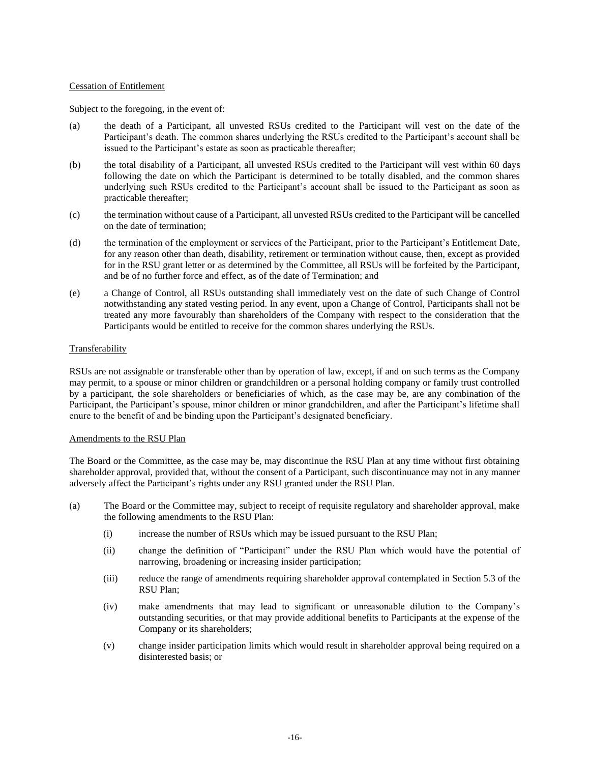Cessation of Entitlement

Subject to the foregoing, in the event of:

(a) the death of a Participant, all unvested RSUs credited to the Participant will vest on the date of the Participant's death. The common shares underlying the RSUs credited to the Participant's account shall be issued to the Participant's estate as soon as practicable thereafter;

(b) the total disability of a Participant, all unvested RSUs credited to the Participant will vest within 60 days following the date on which the Participant is determined to be totally disabled, and the common shares underlying such RSUs credited to the Participant's account shall be issued to the Participant as soon as practicable thereafter;

(c) the termination without cause of a Participant, all unvested RSUs credited to the Participant will be cancelled on the date of termination;

(d) the termination of the employment or services of the Participant, prior to the Participant's Entitlement Date, for any reason other than death, disability, retirement or termination without cause, then, except as provided for in the RSU grant letter or as determined by the Committee, all RSUs will be forfeited by the Participant, and be of no further force and effect, as of the date of Termination; and

(e) a Change of Control, all RSUs outstanding shall immediately vest on the date of such Change of Control notwithstanding any stated vesting period. In any event, upon a Change of Control, Participants shall not be treated any more favourably than shareholders of the Company with respect to the consideration that the Participants would be entitled to receive for the common shares underlying the RSUs.

Transferability

RSUs are not assignable or transferable other than by operation of law, except, if and on such terms as the Company may permit, to a spouse or minor children or grandchildren or a personal holding company or family trust controlled by a participant, the sole shareholders or beneficiaries of which, as the case may be, are any combination of the Participant, the Participant's spouse, minor children or minor grandchildren, and after the Participant's lifetime shall enure to the benefit of and be binding upon the Participant's designated beneficiary.

Amendments to the RSU Plan

The Board or the Committee, as the case may be, may discontinue the RSU Plan at any time without first obtaining shareholder approval, provided that, without the consent of a Participant, such discontinuance may not in any manner adversely affect the Participant's rights under any RSU granted under the RSU Plan.

(a) The Board or the Committee may, subject to receipt of requisite regulatory and shareholder approval, make the following amendments to the RSU Plan:

  (i) increase the number of RSUs which may be issued pursuant to the RSU Plan;

  (ii) change the definition of "Participant" under the RSU Plan which would have the potential of narrowing, broadening or increasing insider participation;

  (iii) reduce the range of amendments requiring shareholder approval contemplated in Section 5.3 of the RSU Plan;

  (iv) make amendments that may lead to significant or unreasonable dilution to the Company's outstanding securities, or that may provide additional benefits to Participants at the expense of the Company or its shareholders;

  (v) change insider participation limits which would result in shareholder approval being required on a disinterested basis; or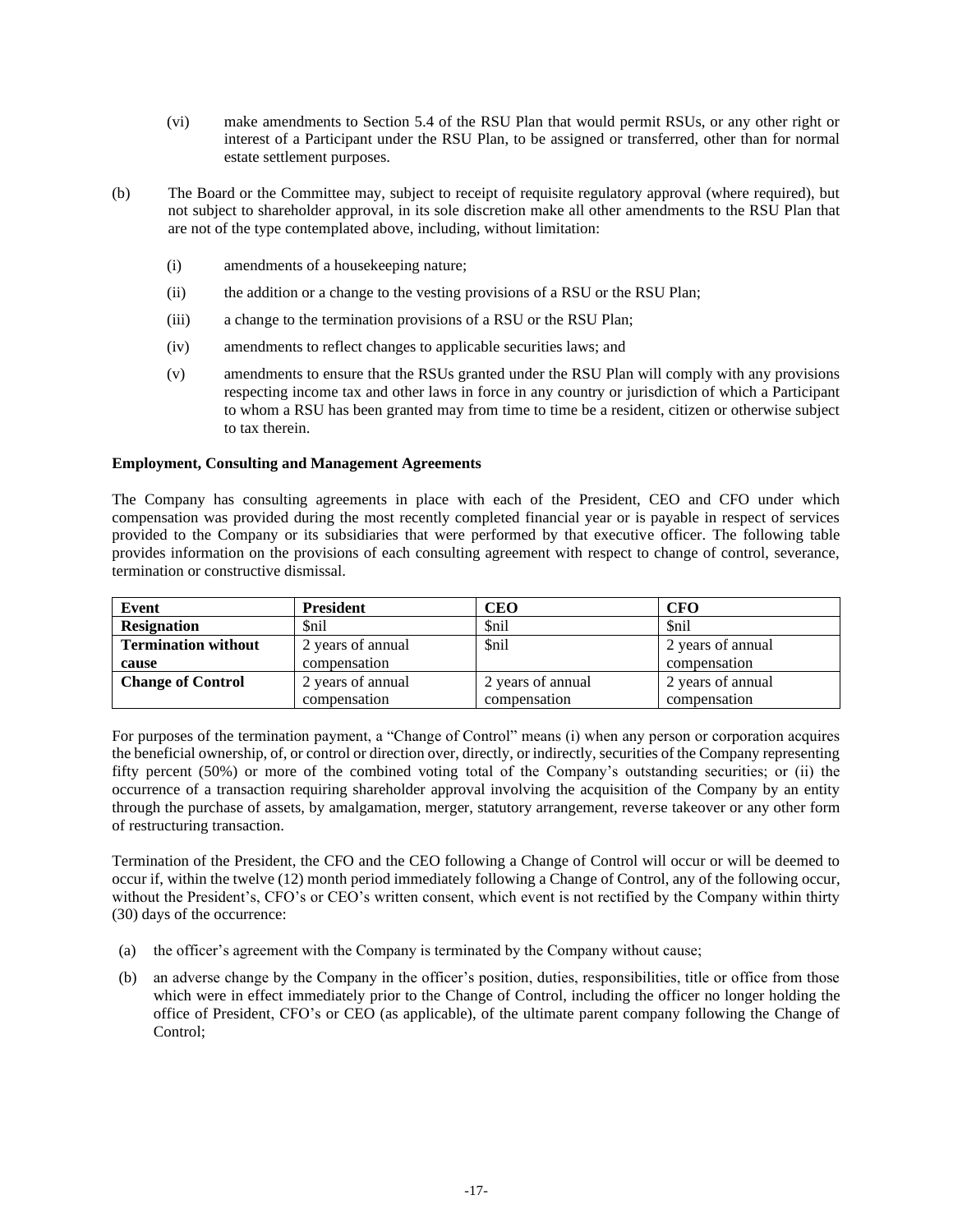(vi) make amendments to Section 5.4 of the RSU Plan that would permit RSUs, or any other right or interest of a Participant under the RSU Plan, to be assigned or transferred, other than for normal estate settlement purposes.

(b) The Board or the Committee may, subject to receipt of requisite regulatory approval (where required), but not subject to shareholder approval, in its sole discretion make all other amendments to the RSU Plan that are not of the type contemplated above, including, without limitation:

(i) amendments of a housekeeping nature;

(ii) the addition or a change to the vesting provisions of a RSU or the RSU Plan;

(iii) a change to the termination provisions of a RSU or the RSU Plan;

(iv) amendments to reflect changes to applicable securities laws; and

(v) amendments to ensure that the RSUs granted under the RSU Plan will comply with any provisions respecting income tax and other laws in force in any country or jurisdiction of which a Participant to whom a RSU has been granted may from time to time be a resident, citizen or otherwise subject to tax therein.

**Employment, Consulting and Management Agreements**

The Company has consulting agreements in place with each of the President, CEO and CFO under which compensation was provided during the most recently completed financial year or is payable in respect of services provided to the Company or its subsidiaries that were performed by that executive officer. The following table provides information on the provisions of each consulting agreement with respect to change of control, severance, termination or constructive dismissal.

| Event | President | CEO | CFO |
|---|---|---|---|
| **Resignation** | $nil | $nil | $nil |
| **Termination without cause** | 2 years of annual compensation | $nil | 2 years of annual compensation |
| **Change of Control** | 2 years of annual compensation | 2 years of annual compensation | 2 years of annual compensation |

For purposes of the termination payment, a "Change of Control" means (i) when any person or corporation acquires the beneficial ownership, of, or control or direction over, directly, or indirectly, securities of the Company representing fifty percent (50%) or more of the combined voting total of the Company's outstanding securities; or (ii) the occurrence of a transaction requiring shareholder approval involving the acquisition of the Company by an entity through the purchase of assets, by amalgamation, merger, statutory arrangement, reverse takeover or any other form of restructuring transaction.

Termination of the President, the CFO and the CEO following a Change of Control will occur or will be deemed to occur if, within the twelve (12) month period immediately following a Change of Control, any of the following occur, without the President's, CFO's or CEO's written consent, which event is not rectified by the Company within thirty (30) days of the occurrence:

(a) the officer's agreement with the Company is terminated by the Company without cause;

(b) an adverse change by the Company in the officer's position, duties, responsibilities, title or office from those which were in effect immediately prior to the Change of Control, including the officer no longer holding the office of President, CFO's or CEO (as applicable), of the ultimate parent company following the Change of Control;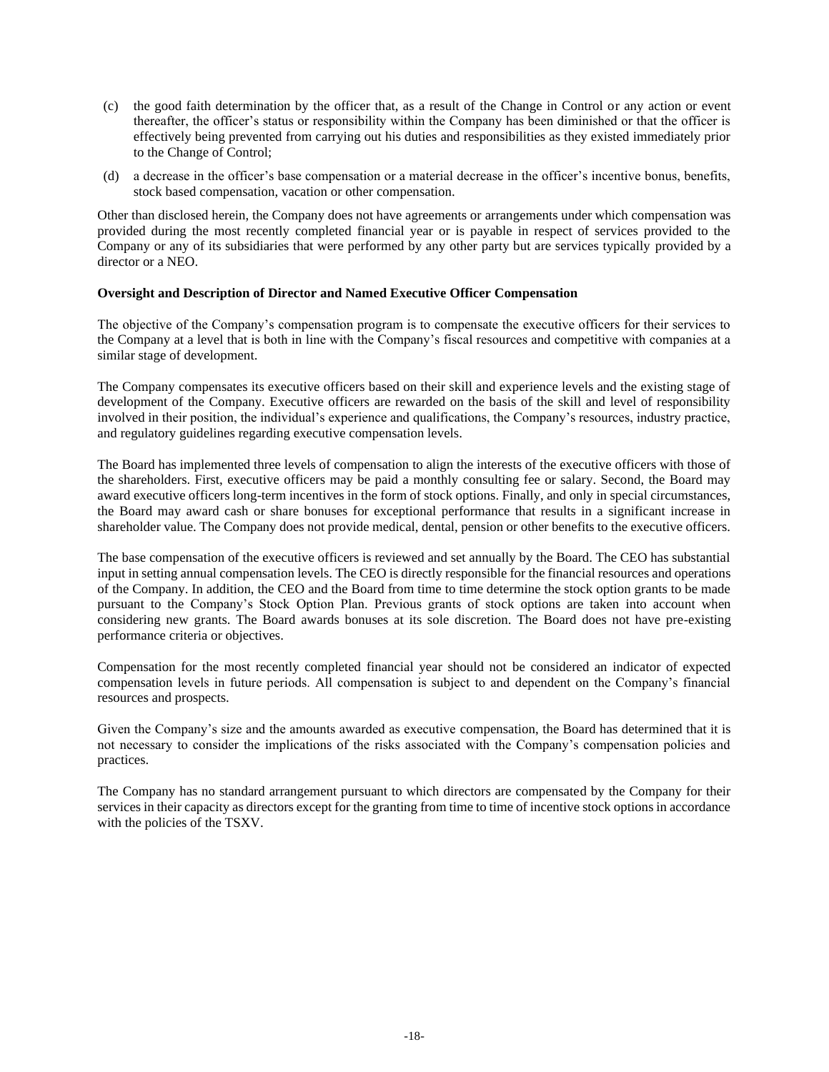(c) the good faith determination by the officer that, as a result of the Change in Control or any action or event thereafter, the officer's status or responsibility within the Company has been diminished or that the officer is effectively being prevented from carrying out his duties and responsibilities as they existed immediately prior to the Change of Control;

(d) a decrease in the officer's base compensation or a material decrease in the officer's incentive bonus, benefits, stock based compensation, vacation or other compensation.

Other than disclosed herein, the Company does not have agreements or arrangements under which compensation was provided during the most recently completed financial year or is payable in respect of services provided to the Company or any of its subsidiaries that were performed by any other party but are services typically provided by a director or a NEO.

**Oversight and Description of Director and Named Executive Officer Compensation**

The objective of the Company's compensation program is to compensate the executive officers for their services to the Company at a level that is both in line with the Company's fiscal resources and competitive with companies at a similar stage of development.

The Company compensates its executive officers based on their skill and experience levels and the existing stage of development of the Company. Executive officers are rewarded on the basis of the skill and level of responsibility involved in their position, the individual's experience and qualifications, the Company's resources, industry practice, and regulatory guidelines regarding executive compensation levels.

The Board has implemented three levels of compensation to align the interests of the executive officers with those of the shareholders. First, executive officers may be paid a monthly consulting fee or salary. Second, the Board may award executive officers long-term incentives in the form of stock options. Finally, and only in special circumstances, the Board may award cash or share bonuses for exceptional performance that results in a significant increase in shareholder value. The Company does not provide medical, dental, pension or other benefits to the executive officers.

The base compensation of the executive officers is reviewed and set annually by the Board. The CEO has substantial input in setting annual compensation levels. The CEO is directly responsible for the financial resources and operations of the Company. In addition, the CEO and the Board from time to time determine the stock option grants to be made pursuant to the Company's Stock Option Plan. Previous grants of stock options are taken into account when considering new grants. The Board awards bonuses at its sole discretion. The Board does not have pre-existing performance criteria or objectives.

Compensation for the most recently completed financial year should not be considered an indicator of expected compensation levels in future periods. All compensation is subject to and dependent on the Company's financial resources and prospects.

Given the Company's size and the amounts awarded as executive compensation, the Board has determined that it is not necessary to consider the implications of the risks associated with the Company's compensation policies and practices.

The Company has no standard arrangement pursuant to which directors are compensated by the Company for their services in their capacity as directors except for the granting from time to time of incentive stock options in accordance with the policies of the TSXV.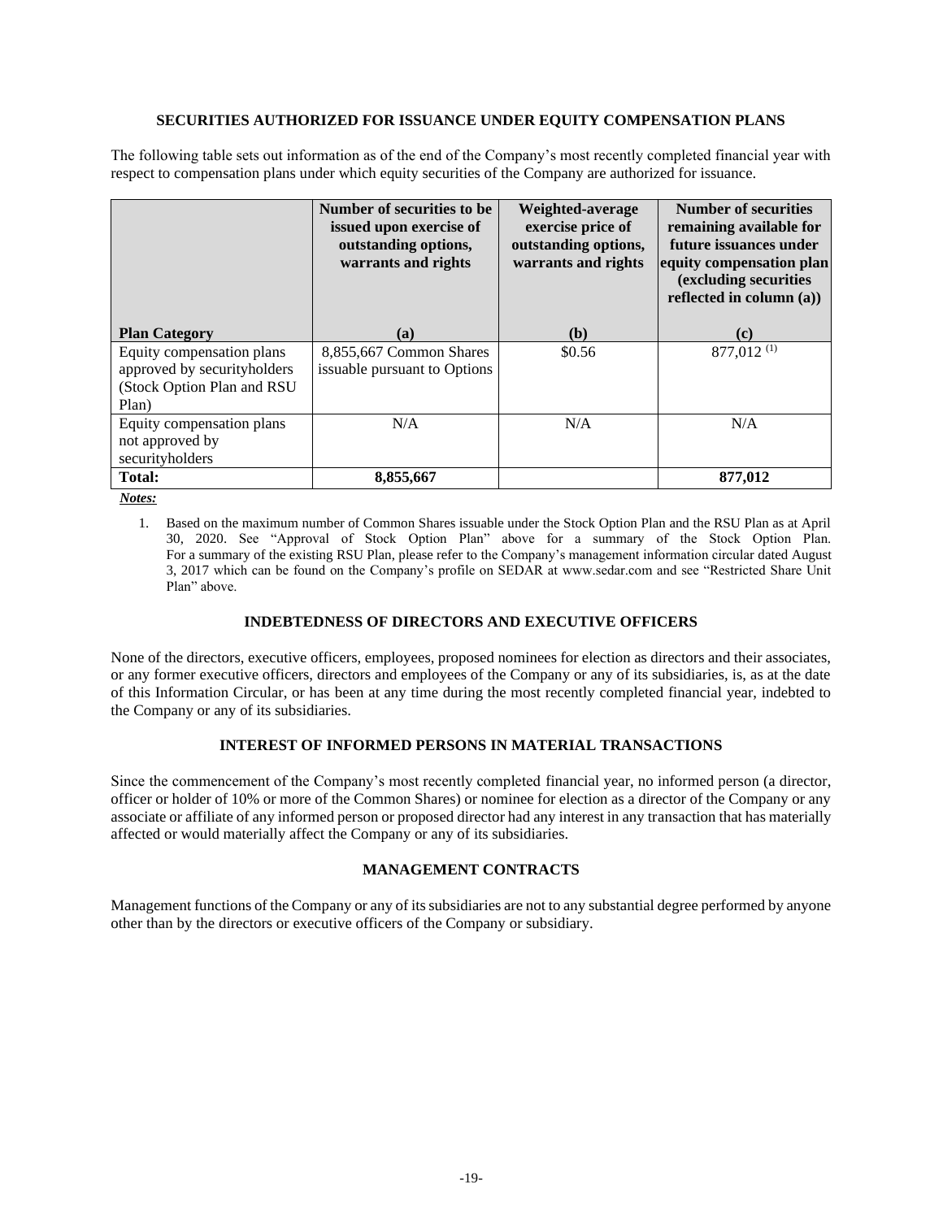## SECURITIES AUTHORIZED FOR ISSUANCE UNDER EQUITY COMPENSATION PLANS

The following table sets out information as of the end of the Company's most recently completed financial year with respect to compensation plans under which equity securities of the Company are authorized for issuance.

| Plan Category | Number of securities to be issued upon exercise of outstanding options, warrants and rights<br>(a) | Weighted-average exercise price of outstanding options, warrants and rights<br>(b) | Number of securities remaining available for future issuances under equity compensation plan (excluding securities reflected in column (a))<br>(c) |
|---|---|---|---|
| Equity compensation plans approved by securityholders (Stock Option Plan and RSU Plan) | 8,855,667 Common Shares issuable pursuant to Options | \$0.56 | 877,012 [(1)] |
| Equity compensation plans not approved by securityholders | N/A | N/A | N/A |
| **Total:** | **8,855,667** | | **877,012** |

***Notes:***

1. Based on the maximum number of Common Shares issuable under the Stock Option Plan and the RSU Plan as at April 30, 2020. See "Approval of Stock Option Plan" above for a summary of the Stock Option Plan. For a summary of the existing RSU Plan, please refer to the Company's management information circular dated August 3, 2017 which can be found on the Company's profile on SEDAR at www.sedar.com and see "Restricted Share Unit Plan" above.

## INDEBTEDNESS OF DIRECTORS AND EXECUTIVE OFFICERS

None of the directors, executive officers, employees, proposed nominees for election as directors and their associates, or any former executive officers, directors and employees of the Company or any of its subsidiaries, is, as at the date of this Information Circular, or has been at any time during the most recently completed financial year, indebted to the Company or any of its subsidiaries.

## INTEREST OF INFORMED PERSONS IN MATERIAL TRANSACTIONS

Since the commencement of the Company's most recently completed financial year, no informed person (a director, officer or holder of 10% or more of the Common Shares) or nominee for election as a director of the Company or any associate or affiliate of any informed person or proposed director had any interest in any transaction that has materially affected or would materially affect the Company or any of its subsidiaries.

## MANAGEMENT CONTRACTS

Management functions of the Company or any of its subsidiaries are not to any substantial degree performed by anyone other than by the directors or executive officers of the Company or subsidiary.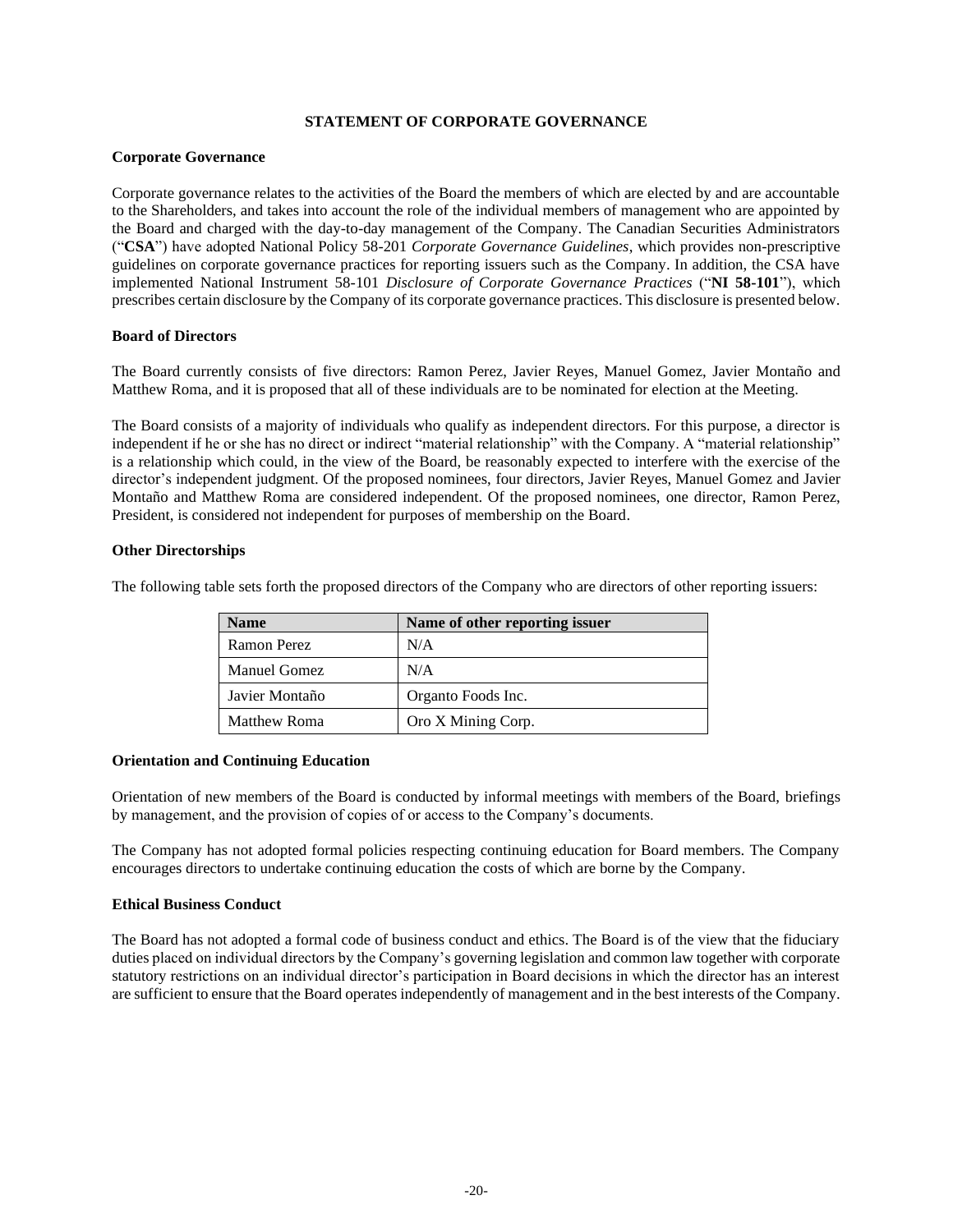## STATEMENT OF CORPORATE GOVERNANCE

### Corporate Governance

Corporate governance relates to the activities of the Board the members of which are elected by and are accountable to the Shareholders, and takes into account the role of the individual members of management who are appointed by the Board and charged with the day-to-day management of the Company. The Canadian Securities Administrators ("**CSA**") have adopted National Policy 58-201 *Corporate Governance Guidelines*, which provides non-prescriptive guidelines on corporate governance practices for reporting issuers such as the Company. In addition, the CSA have implemented National Instrument 58-101 *Disclosure of Corporate Governance Practices* ("**NI 58-101**"), which prescribes certain disclosure by the Company of its corporate governance practices. This disclosure is presented below.

### Board of Directors

The Board currently consists of five directors: Ramon Perez, Javier Reyes, Manuel Gomez, Javier Montaño and Matthew Roma, and it is proposed that all of these individuals are to be nominated for election at the Meeting.

The Board consists of a majority of individuals who qualify as independent directors. For this purpose, a director is independent if he or she has no direct or indirect "material relationship" with the Company. A "material relationship" is a relationship which could, in the view of the Board, be reasonably expected to interfere with the exercise of the director's independent judgment. Of the proposed nominees, four directors, Javier Reyes, Manuel Gomez and Javier Montaño and Matthew Roma are considered independent. Of the proposed nominees, one director, Ramon Perez, President, is considered not independent for purposes of membership on the Board.

### Other Directorships

The following table sets forth the proposed directors of the Company who are directors of other reporting issuers:

| Name | Name of other reporting issuer |
|---|---|
| Ramon Perez | N/A |
| Manuel Gomez | N/A |
| Javier Montaño | Organto Foods Inc. |
| Matthew Roma | Oro X Mining Corp. |

### Orientation and Continuing Education

Orientation of new members of the Board is conducted by informal meetings with members of the Board, briefings by management, and the provision of copies of or access to the Company's documents.

The Company has not adopted formal policies respecting continuing education for Board members. The Company encourages directors to undertake continuing education the costs of which are borne by the Company.

### Ethical Business Conduct

The Board has not adopted a formal code of business conduct and ethics. The Board is of the view that the fiduciary duties placed on individual directors by the Company's governing legislation and common law together with corporate statutory restrictions on an individual director's participation in Board decisions in which the director has an interest are sufficient to ensure that the Board operates independently of management and in the best interests of the Company.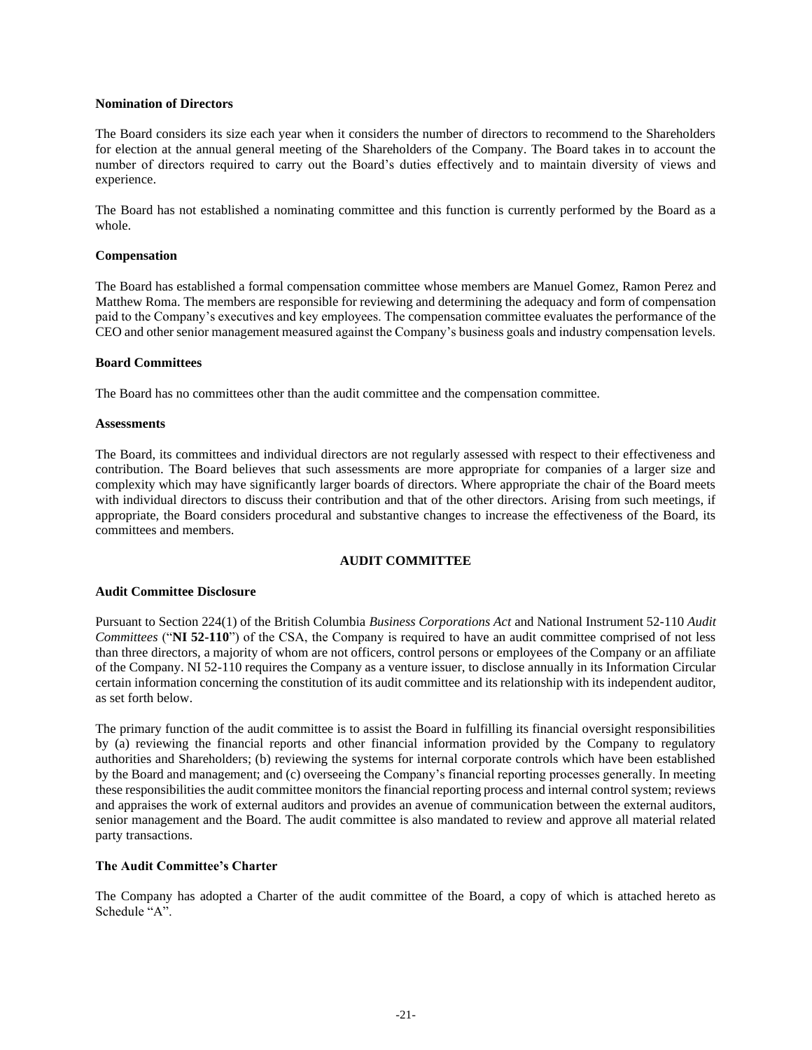**Nomination of Directors**

The Board considers its size each year when it considers the number of directors to recommend to the Shareholders for election at the annual general meeting of the Shareholders of the Company. The Board takes in to account the number of directors required to carry out the Board's duties effectively and to maintain diversity of views and experience.

The Board has not established a nominating committee and this function is currently performed by the Board as a whole.

**Compensation**

The Board has established a formal compensation committee whose members are Manuel Gomez, Ramon Perez and Matthew Roma. The members are responsible for reviewing and determining the adequacy and form of compensation paid to the Company's executives and key employees. The compensation committee evaluates the performance of the CEO and other senior management measured against the Company's business goals and industry compensation levels.

**Board Committees**

The Board has no committees other than the audit committee and the compensation committee.

**Assessments**

The Board, its committees and individual directors are not regularly assessed with respect to their effectiveness and contribution. The Board believes that such assessments are more appropriate for companies of a larger size and complexity which may have significantly larger boards of directors. Where appropriate the chair of the Board meets with individual directors to discuss their contribution and that of the other directors. Arising from such meetings, if appropriate, the Board considers procedural and substantive changes to increase the effectiveness of the Board, its committees and members.

## AUDIT COMMITTEE

**Audit Committee Disclosure**

Pursuant to Section 224(1) of the British Columbia *Business Corporations Act* and National Instrument 52-110 *Audit Committees* ("**NI 52-110**") of the CSA, the Company is required to have an audit committee comprised of not less than three directors, a majority of whom are not officers, control persons or employees of the Company or an affiliate of the Company. NI 52-110 requires the Company as a venture issuer, to disclose annually in its Information Circular certain information concerning the constitution of its audit committee and its relationship with its independent auditor, as set forth below.

The primary function of the audit committee is to assist the Board in fulfilling its financial oversight responsibilities by (a) reviewing the financial reports and other financial information provided by the Company to regulatory authorities and Shareholders; (b) reviewing the systems for internal corporate controls which have been established by the Board and management; and (c) overseeing the Company's financial reporting processes generally. In meeting these responsibilities the audit committee monitors the financial reporting process and internal control system; reviews and appraises the work of external auditors and provides an avenue of communication between the external auditors, senior management and the Board. The audit committee is also mandated to review and approve all material related party transactions.

**The Audit Committee's Charter**

The Company has adopted a Charter of the audit committee of the Board, a copy of which is attached hereto as Schedule "A".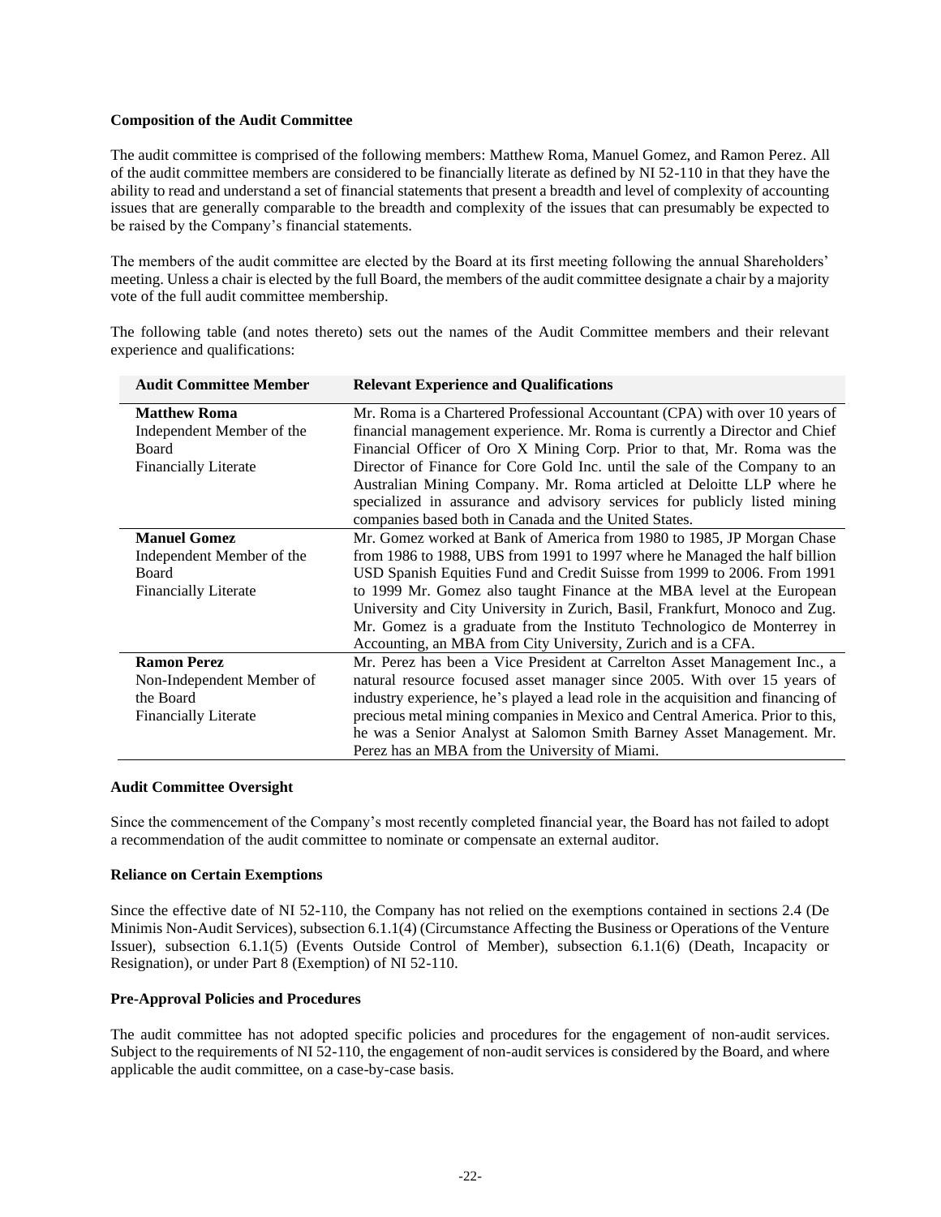**Composition of the Audit Committee**

The audit committee is comprised of the following members: Matthew Roma, Manuel Gomez, and Ramon Perez. All of the audit committee members are considered to be financially literate as defined by NI 52-110 in that they have the ability to read and understand a set of financial statements that present a breadth and level of complexity of accounting issues that are generally comparable to the breadth and complexity of the issues that can presumably be expected to be raised by the Company's financial statements.

The members of the audit committee are elected by the Board at its first meeting following the annual Shareholders' meeting. Unless a chair is elected by the full Board, the members of the audit committee designate a chair by a majority vote of the full audit committee membership.

The following table (and notes thereto) sets out the names of the Audit Committee members and their relevant experience and qualifications:

| Audit Committee Member | Relevant Experience and Qualifications |
|---|---|
| **Matthew Roma**<br>Independent Member of the Board<br>Financially Literate | Mr. Roma is a Chartered Professional Accountant (CPA) with over 10 years of financial management experience. Mr. Roma is currently a Director and Chief Financial Officer of Oro X Mining Corp. Prior to that, Mr. Roma was the Director of Finance for Core Gold Inc. until the sale of the Company to an Australian Mining Company. Mr. Roma articled at Deloitte LLP where he specialized in assurance and advisory services for publicly listed mining companies based both in Canada and the United States. |
| **Manuel Gomez**<br>Independent Member of the Board<br>Financially Literate | Mr. Gomez worked at Bank of America from 1980 to 1985, JP Morgan Chase from 1986 to 1988, UBS from 1991 to 1997 where he Managed the half billion USD Spanish Equities Fund and Credit Suisse from 1999 to 2006. From 1991 to 1999 Mr. Gomez also taught Finance at the MBA level at the European University and City University in Zurich, Basil, Frankfurt, Monoco and Zug. Mr. Gomez is a graduate from the Instituto Technologico de Monterrey in Accounting, an MBA from City University, Zurich and is a CFA. |
| **Ramon Perez**<br>Non-Independent Member of the Board<br>Financially Literate | Mr. Perez has been a Vice President at Carrelton Asset Management Inc., a natural resource focused asset manager since 2005. With over 15 years of industry experience, he's played a lead role in the acquisition and financing of precious metal mining companies in Mexico and Central America. Prior to this, he was a Senior Analyst at Salomon Smith Barney Asset Management. Mr. Perez has an MBA from the University of Miami. |

**Audit Committee Oversight**

Since the commencement of the Company's most recently completed financial year, the Board has not failed to adopt a recommendation of the audit committee to nominate or compensate an external auditor.

**Reliance on Certain Exemptions**

Since the effective date of NI 52-110, the Company has not relied on the exemptions contained in sections 2.4 (De Minimis Non-Audit Services), subsection 6.1.1(4) (Circumstance Affecting the Business or Operations of the Venture Issuer), subsection 6.1.1(5) (Events Outside Control of Member), subsection 6.1.1(6) (Death, Incapacity or Resignation), or under Part 8 (Exemption) of NI 52-110.

**Pre-Approval Policies and Procedures**

The audit committee has not adopted specific policies and procedures for the engagement of non-audit services. Subject to the requirements of NI 52-110, the engagement of non-audit services is considered by the Board, and where applicable the audit committee, on a case-by-case basis.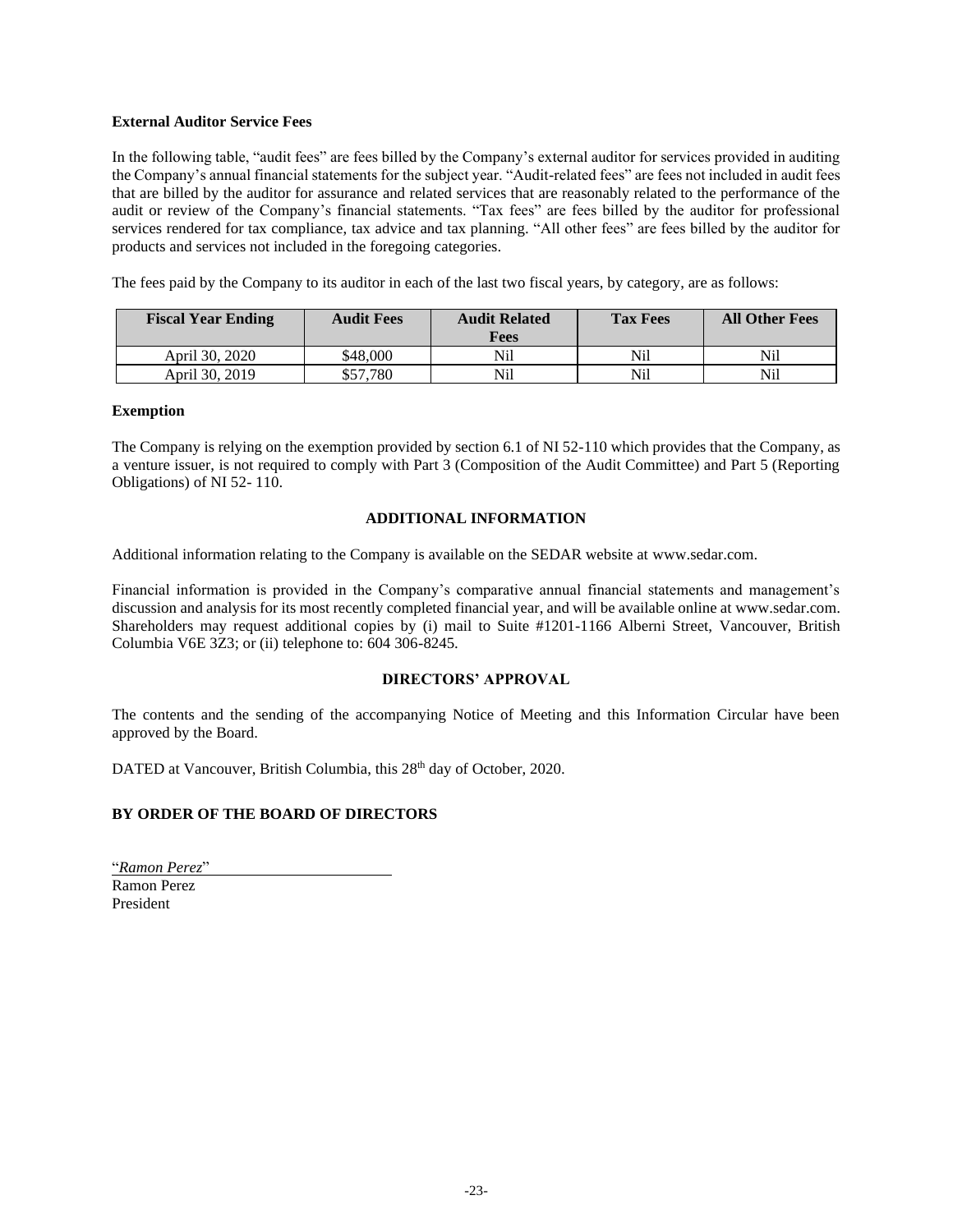**External Auditor Service Fees**

In the following table, "audit fees" are fees billed by the Company's external auditor for services provided in auditing the Company's annual financial statements for the subject year. "Audit-related fees" are fees not included in audit fees that are billed by the auditor for assurance and related services that are reasonably related to the performance of the audit or review of the Company's financial statements. "Tax fees" are fees billed by the auditor for professional services rendered for tax compliance, tax advice and tax planning. "All other fees" are fees billed by the auditor for products and services not included in the foregoing categories.

The fees paid by the Company to its auditor in each of the last two fiscal years, by category, are as follows:

| Fiscal Year Ending | Audit Fees | Audit Related Fees | Tax Fees | All Other Fees |
|---|---|---|---|---|
| April 30, 2020 | $48,000 | Nil | Nil | Nil |
| April 30, 2019 | $57,780 | Nil | Nil | Nil |

**Exemption**

The Company is relying on the exemption provided by section 6.1 of NI 52-110 which provides that the Company, as a venture issuer, is not required to comply with Part 3 (Composition of the Audit Committee) and Part 5 (Reporting Obligations) of NI 52- 110.

## ADDITIONAL INFORMATION

Additional information relating to the Company is available on the SEDAR website at www.sedar.com.

Financial information is provided in the Company's comparative annual financial statements and management's discussion and analysis for its most recently completed financial year, and will be available online at www.sedar.com. Shareholders may request additional copies by (i) mail to Suite #1201-1166 Alberni Street, Vancouver, British Columbia V6E 3Z3; or (ii) telephone to: 604 306-8245.

## DIRECTORS' APPROVAL

The contents and the sending of the accompanying Notice of Meeting and this Information Circular have been approved by the Board.

DATED at Vancouver, British Columbia, this 28th day of October, 2020.

**BY ORDER OF THE BOARD OF DIRECTORS**

"*Ramon Perez*"
Ramon Perez
President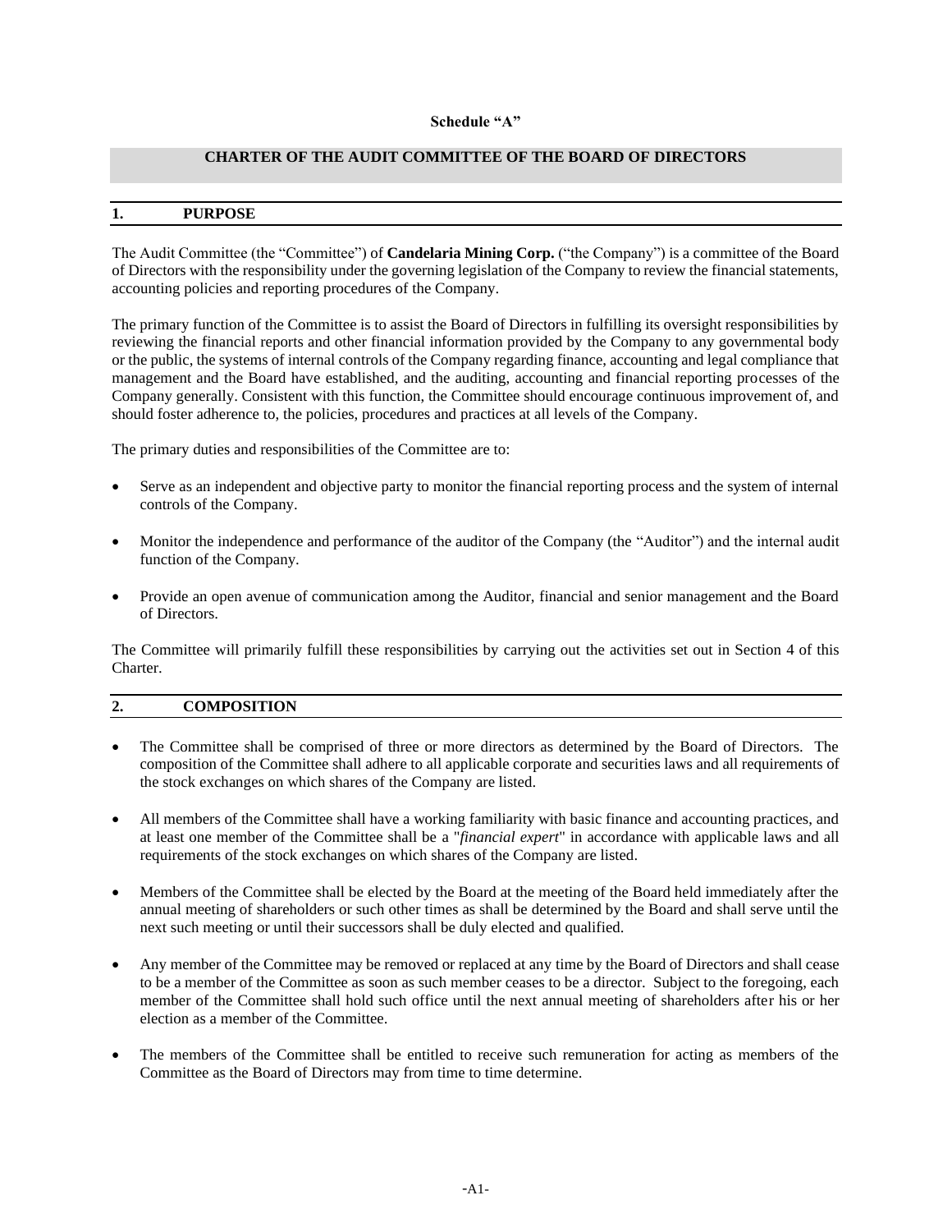**Schedule "A"**

## CHARTER OF THE AUDIT COMMITTEE OF THE BOARD OF DIRECTORS

### 1. PURPOSE

The Audit Committee (the "Committee") of **Candelaria Mining Corp.** ("the Company") is a committee of the Board of Directors with the responsibility under the governing legislation of the Company to review the financial statements, accounting policies and reporting procedures of the Company.

The primary function of the Committee is to assist the Board of Directors in fulfilling its oversight responsibilities by reviewing the financial reports and other financial information provided by the Company to any governmental body or the public, the systems of internal controls of the Company regarding finance, accounting and legal compliance that management and the Board have established, and the auditing, accounting and financial reporting processes of the Company generally. Consistent with this function, the Committee should encourage continuous improvement of, and should foster adherence to, the policies, procedures and practices at all levels of the Company.

The primary duties and responsibilities of the Committee are to:

- Serve as an independent and objective party to monitor the financial reporting process and the system of internal controls of the Company.
- Monitor the independence and performance of the auditor of the Company (the "Auditor") and the internal audit function of the Company.
- Provide an open avenue of communication among the Auditor, financial and senior management and the Board of Directors.

The Committee will primarily fulfill these responsibilities by carrying out the activities set out in Section 4 of this Charter.

### 2. COMPOSITION

- The Committee shall be comprised of three or more directors as determined by the Board of Directors. The composition of the Committee shall adhere to all applicable corporate and securities laws and all requirements of the stock exchanges on which shares of the Company are listed.
- All members of the Committee shall have a working familiarity with basic finance and accounting practices, and at least one member of the Committee shall be a "*financial expert*" in accordance with applicable laws and all requirements of the stock exchanges on which shares of the Company are listed.
- Members of the Committee shall be elected by the Board at the meeting of the Board held immediately after the annual meeting of shareholders or such other times as shall be determined by the Board and shall serve until the next such meeting or until their successors shall be duly elected and qualified.
- Any member of the Committee may be removed or replaced at any time by the Board of Directors and shall cease to be a member of the Committee as soon as such member ceases to be a director. Subject to the foregoing, each member of the Committee shall hold such office until the next annual meeting of shareholders after his or her election as a member of the Committee.
- The members of the Committee shall be entitled to receive such remuneration for acting as members of the Committee as the Board of Directors may from time to time determine.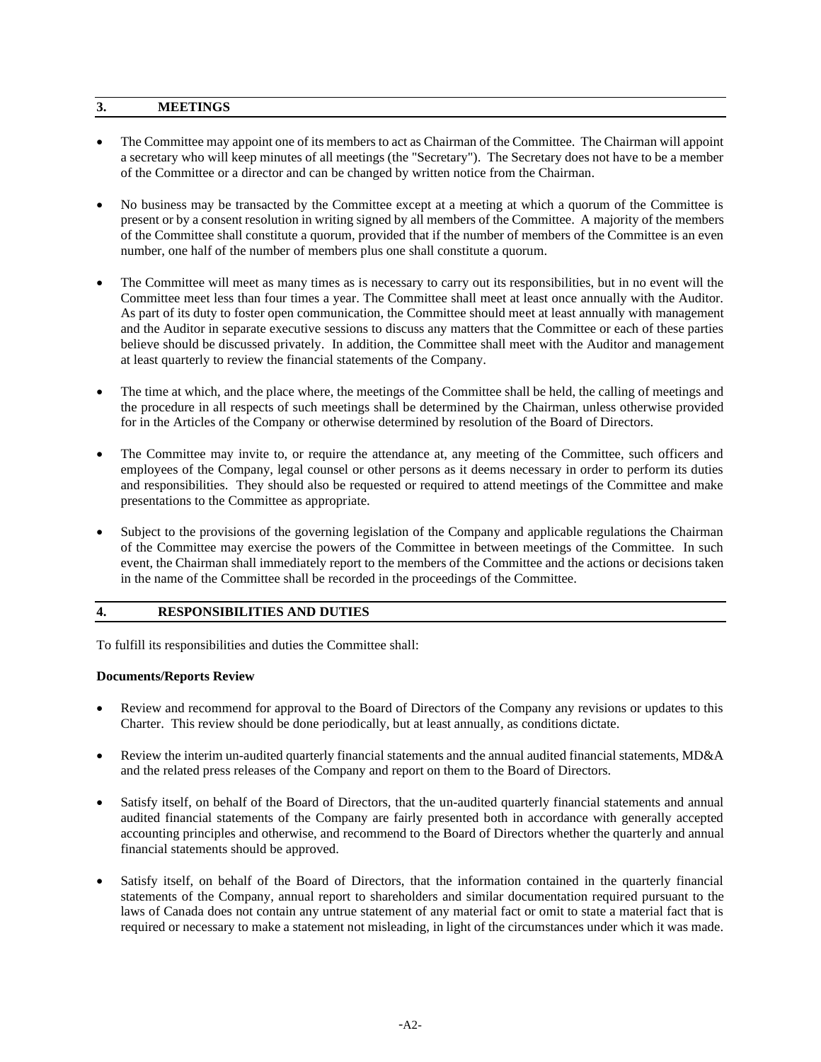## 3. MEETINGS

- The Committee may appoint one of its members to act as Chairman of the Committee. The Chairman will appoint a secretary who will keep minutes of all meetings (the "Secretary"). The Secretary does not have to be a member of the Committee or a director and can be changed by written notice from the Chairman.

- No business may be transacted by the Committee except at a meeting at which a quorum of the Committee is present or by a consent resolution in writing signed by all members of the Committee. A majority of the members of the Committee shall constitute a quorum, provided that if the number of members of the Committee is an even number, one half of the number of members plus one shall constitute a quorum.

- The Committee will meet as many times as is necessary to carry out its responsibilities, but in no event will the Committee meet less than four times a year. The Committee shall meet at least once annually with the Auditor. As part of its duty to foster open communication, the Committee should meet at least annually with management and the Auditor in separate executive sessions to discuss any matters that the Committee or each of these parties believe should be discussed privately. In addition, the Committee shall meet with the Auditor and management at least quarterly to review the financial statements of the Company.

- The time at which, and the place where, the meetings of the Committee shall be held, the calling of meetings and the procedure in all respects of such meetings shall be determined by the Chairman, unless otherwise provided for in the Articles of the Company or otherwise determined by resolution of the Board of Directors.

- The Committee may invite to, or require the attendance at, any meeting of the Committee, such officers and employees of the Company, legal counsel or other persons as it deems necessary in order to perform its duties and responsibilities. They should also be requested or required to attend meetings of the Committee and make presentations to the Committee as appropriate.

- Subject to the provisions of the governing legislation of the Company and applicable regulations the Chairman of the Committee may exercise the powers of the Committee in between meetings of the Committee. In such event, the Chairman shall immediately report to the members of the Committee and the actions or decisions taken in the name of the Committee shall be recorded in the proceedings of the Committee.

## 4. RESPONSIBILITIES AND DUTIES

To fulfill its responsibilities and duties the Committee shall:

**Documents/Reports Review**

- Review and recommend for approval to the Board of Directors of the Company any revisions or updates to this Charter. This review should be done periodically, but at least annually, as conditions dictate.

- Review the interim un-audited quarterly financial statements and the annual audited financial statements, MD&A and the related press releases of the Company and report on them to the Board of Directors.

- Satisfy itself, on behalf of the Board of Directors, that the un-audited quarterly financial statements and annual audited financial statements of the Company are fairly presented both in accordance with generally accepted accounting principles and otherwise, and recommend to the Board of Directors whether the quarterly and annual financial statements should be approved.

- Satisfy itself, on behalf of the Board of Directors, that the information contained in the quarterly financial statements of the Company, annual report to shareholders and similar documentation required pursuant to the laws of Canada does not contain any untrue statement of any material fact or omit to state a material fact that is required or necessary to make a statement not misleading, in light of the circumstances under which it was made.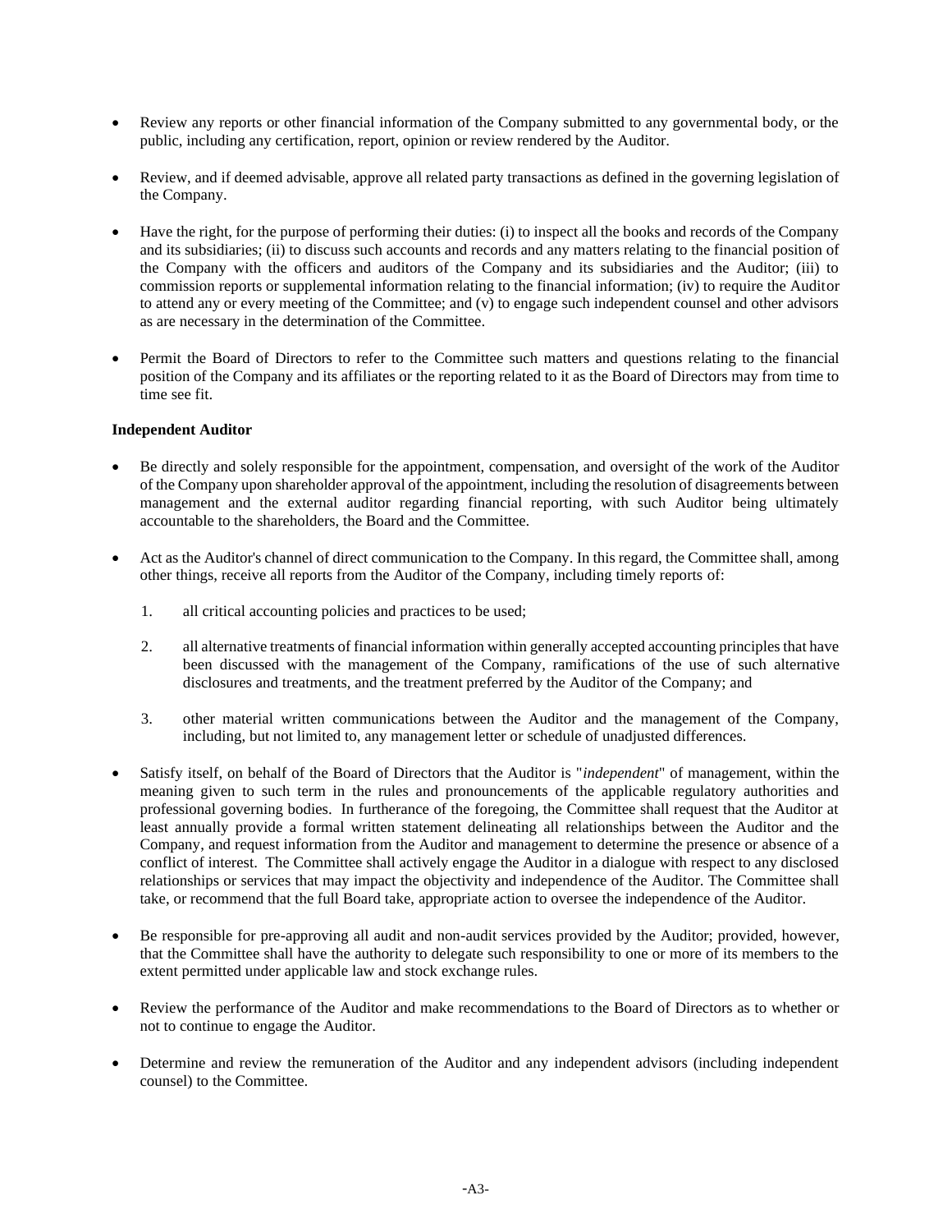- Review any reports or other financial information of the Company submitted to any governmental body, or the public, including any certification, report, opinion or review rendered by the Auditor.

- Review, and if deemed advisable, approve all related party transactions as defined in the governing legislation of the Company.

- Have the right, for the purpose of performing their duties: (i) to inspect all the books and records of the Company and its subsidiaries; (ii) to discuss such accounts and records and any matters relating to the financial position of the Company with the officers and auditors of the Company and its subsidiaries and the Auditor; (iii) to commission reports or supplemental information relating to the financial information; (iv) to require the Auditor to attend any or every meeting of the Committee; and (v) to engage such independent counsel and other advisors as are necessary in the determination of the Committee.

- Permit the Board of Directors to refer to the Committee such matters and questions relating to the financial position of the Company and its affiliates or the reporting related to it as the Board of Directors may from time to time see fit.

**Independent Auditor**

- Be directly and solely responsible for the appointment, compensation, and oversight of the work of the Auditor of the Company upon shareholder approval of the appointment, including the resolution of disagreements between management and the external auditor regarding financial reporting, with such Auditor being ultimately accountable to the shareholders, the Board and the Committee.

- Act as the Auditor's channel of direct communication to the Company. In this regard, the Committee shall, among other things, receive all reports from the Auditor of the Company, including timely reports of:

  1. all critical accounting policies and practices to be used;

  2. all alternative treatments of financial information within generally accepted accounting principles that have been discussed with the management of the Company, ramifications of the use of such alternative disclosures and treatments, and the treatment preferred by the Auditor of the Company; and

  3. other material written communications between the Auditor and the management of the Company, including, but not limited to, any management letter or schedule of unadjusted differences.

- Satisfy itself, on behalf of the Board of Directors that the Auditor is "*independent*" of management, within the meaning given to such term in the rules and pronouncements of the applicable regulatory authorities and professional governing bodies. In furtherance of the foregoing, the Committee shall request that the Auditor at least annually provide a formal written statement delineating all relationships between the Auditor and the Company, and request information from the Auditor and management to determine the presence or absence of a conflict of interest. The Committee shall actively engage the Auditor in a dialogue with respect to any disclosed relationships or services that may impact the objectivity and independence of the Auditor. The Committee shall take, or recommend that the full Board take, appropriate action to oversee the independence of the Auditor.

- Be responsible for pre-approving all audit and non-audit services provided by the Auditor; provided, however, that the Committee shall have the authority to delegate such responsibility to one or more of its members to the extent permitted under applicable law and stock exchange rules.

- Review the performance of the Auditor and make recommendations to the Board of Directors as to whether or not to continue to engage the Auditor.

- Determine and review the remuneration of the Auditor and any independent advisors (including independent counsel) to the Committee.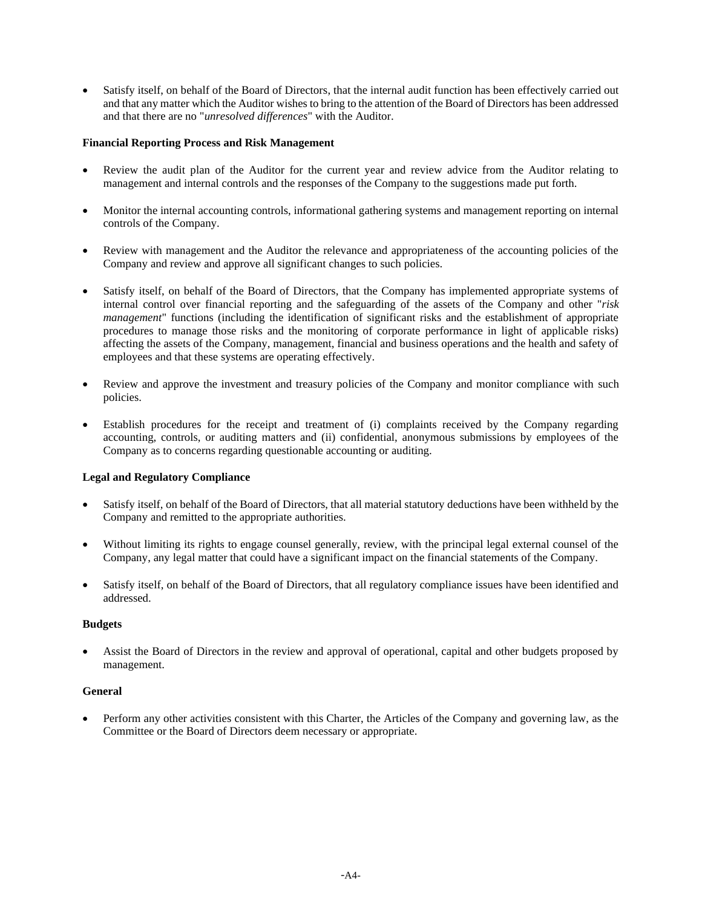- Satisfy itself, on behalf of the Board of Directors, that the internal audit function has been effectively carried out and that any matter which the Auditor wishes to bring to the attention of the Board of Directors has been addressed and that there are no "*unresolved differences*" with the Auditor.

**Financial Reporting Process and Risk Management**

- Review the audit plan of the Auditor for the current year and review advice from the Auditor relating to management and internal controls and the responses of the Company to the suggestions made put forth.

- Monitor the internal accounting controls, informational gathering systems and management reporting on internal controls of the Company.

- Review with management and the Auditor the relevance and appropriateness of the accounting policies of the Company and review and approve all significant changes to such policies.

- Satisfy itself, on behalf of the Board of Directors, that the Company has implemented appropriate systems of internal control over financial reporting and the safeguarding of the assets of the Company and other "*risk management*" functions (including the identification of significant risks and the establishment of appropriate procedures to manage those risks and the monitoring of corporate performance in light of applicable risks) affecting the assets of the Company, management, financial and business operations and the health and safety of employees and that these systems are operating effectively.

- Review and approve the investment and treasury policies of the Company and monitor compliance with such policies.

- Establish procedures for the receipt and treatment of (i) complaints received by the Company regarding accounting, controls, or auditing matters and (ii) confidential, anonymous submissions by employees of the Company as to concerns regarding questionable accounting or auditing.

**Legal and Regulatory Compliance**

- Satisfy itself, on behalf of the Board of Directors, that all material statutory deductions have been withheld by the Company and remitted to the appropriate authorities.

- Without limiting its rights to engage counsel generally, review, with the principal legal external counsel of the Company, any legal matter that could have a significant impact on the financial statements of the Company.

- Satisfy itself, on behalf of the Board of Directors, that all regulatory compliance issues have been identified and addressed.

**Budgets**

- Assist the Board of Directors in the review and approval of operational, capital and other budgets proposed by management.

**General**

- Perform any other activities consistent with this Charter, the Articles of the Company and governing law, as the Committee or the Board of Directors deem necessary or appropriate.